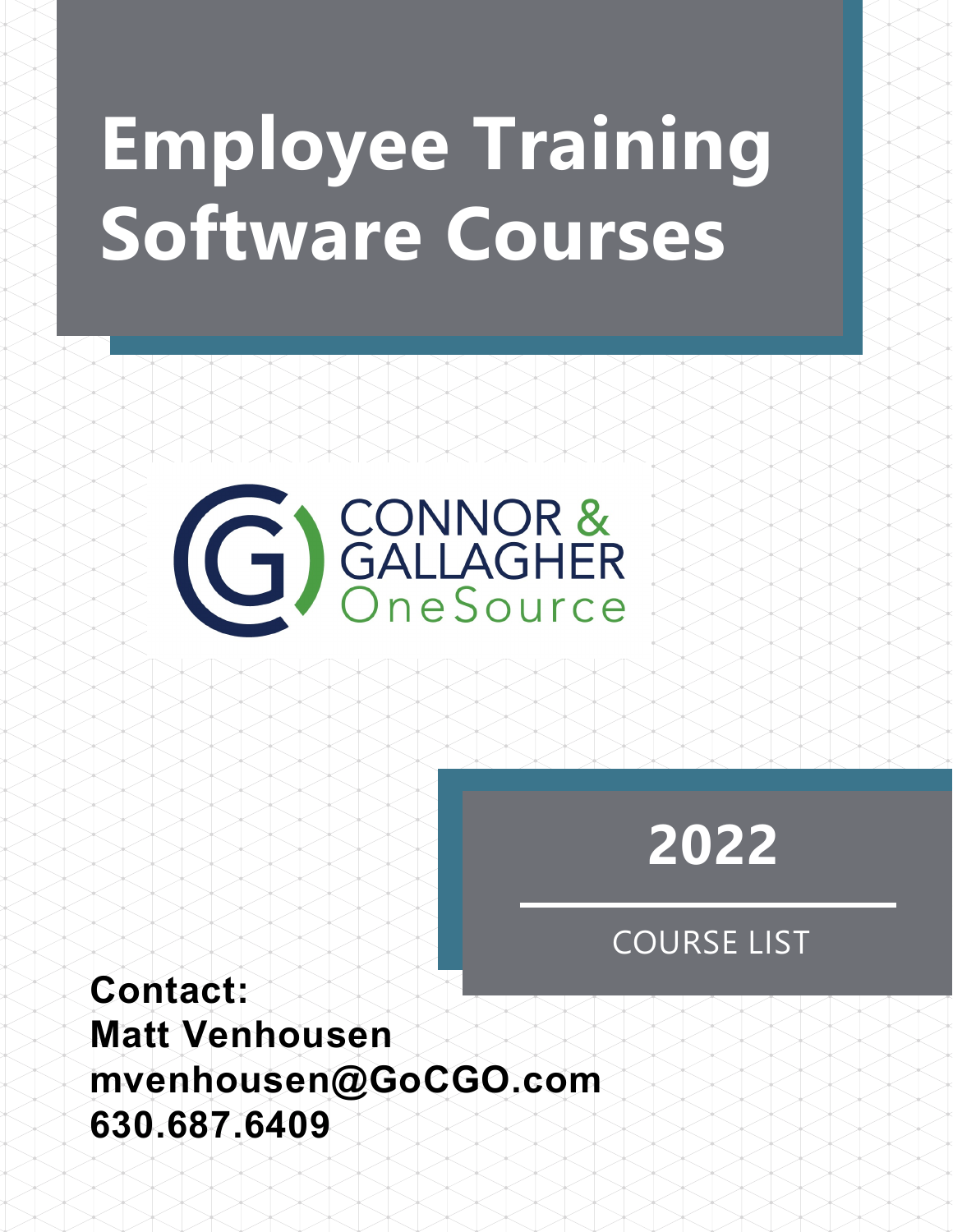# Employee Training Software Courses

CONNOR & GALLAGHER OneSource

## 2022

COURSE LIST

**Contact:**
**Matt Venhousen**
**mvenhousen@GoCGO.com**
**630.687.6409**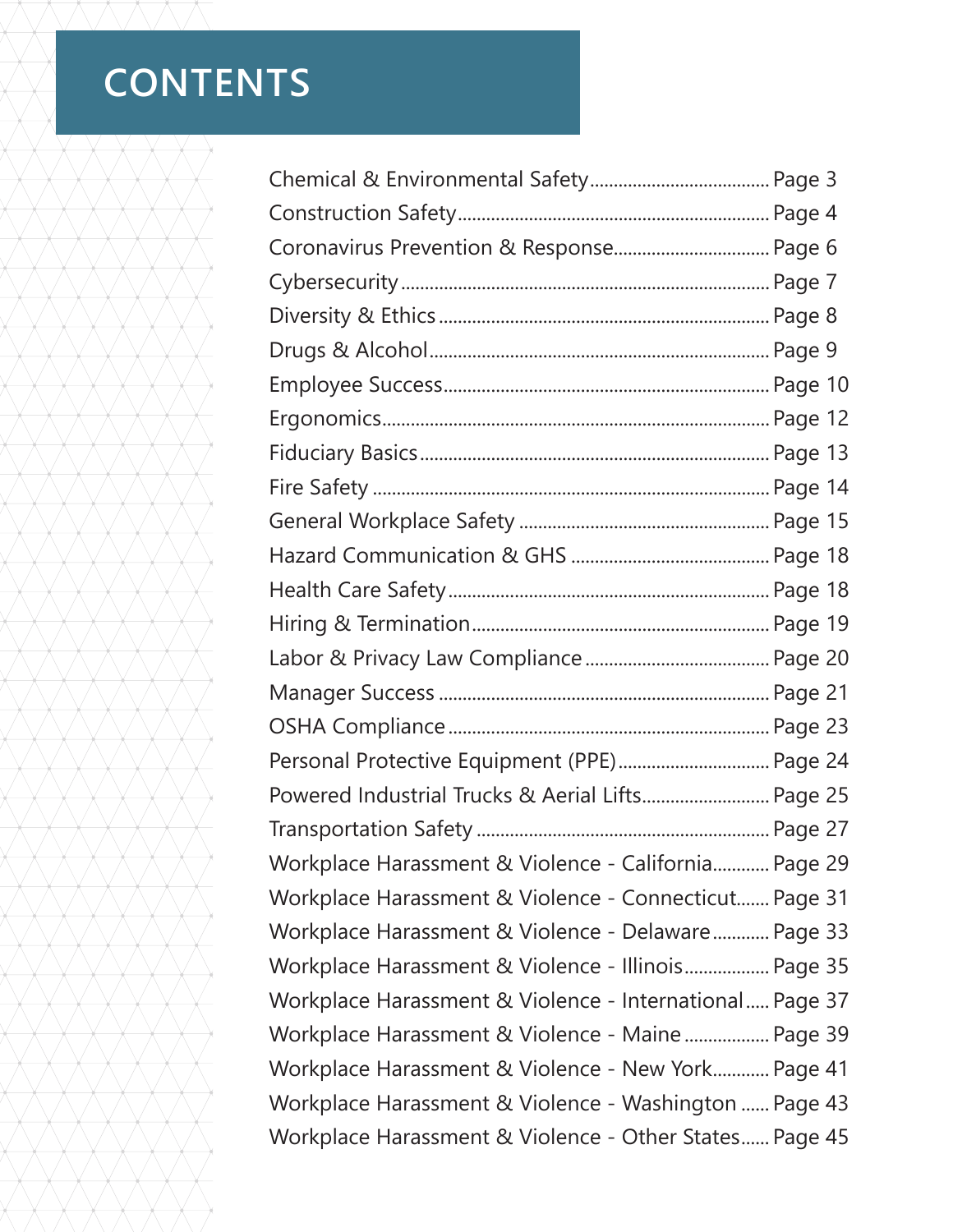# CONTENTS

| | |
|---|---|
| Chemical & Environmental Safety | Page 3 |
| Construction Safety | Page 4 |
| Coronavirus Prevention & Response | Page 6 |
| Cybersecurity | Page 7 |
| Diversity & Ethics | Page 8 |
| Drugs & Alcohol | Page 9 |
| Employee Success | Page 10 |
| Ergonomics | Page 12 |
| Fiduciary Basics | Page 13 |
| Fire Safety | Page 14 |
| General Workplace Safety | Page 15 |
| Hazard Communication & GHS | Page 18 |
| Health Care Safety | Page 18 |
| Hiring & Termination | Page 19 |
| Labor & Privacy Law Compliance | Page 20 |
| Manager Success | Page 21 |
| OSHA Compliance | Page 23 |
| Personal Protective Equipment (PPE) | Page 24 |
| Powered Industrial Trucks & Aerial Lifts | Page 25 |
| Transportation Safety | Page 27 |
| Workplace Harassment & Violence - California | Page 29 |
| Workplace Harassment & Violence - Connecticut | Page 31 |
| Workplace Harassment & Violence - Delaware | Page 33 |
| Workplace Harassment & Violence - Illinois | Page 35 |
| Workplace Harassment & Violence - International | Page 37 |
| Workplace Harassment & Violence - Maine | Page 39 |
| Workplace Harassment & Violence - New York | Page 41 |
| Workplace Harassment & Violence - Washington | Page 43 |
| Workplace Harassment & Violence - Other States | Page 45 |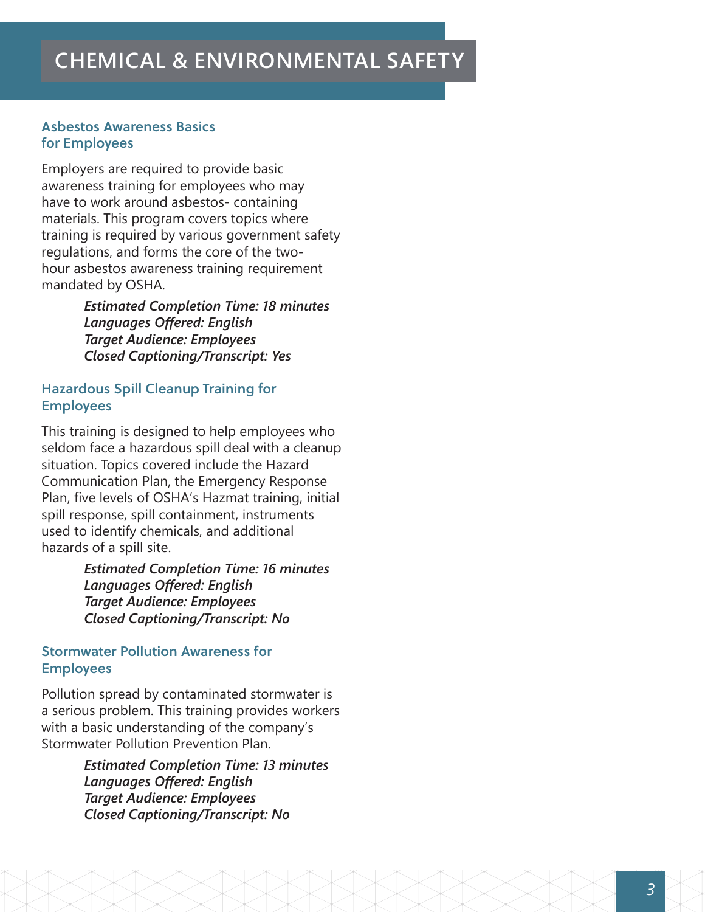# CHEMICAL & ENVIRONMENTAL SAFETY

### Asbestos Awareness Basics for Employees

Employers are required to provide basic awareness training for employees who may have to work around asbestos- containing materials. This program covers topics where training is required by various government safety regulations, and forms the core of the two-hour asbestos awareness training requirement mandated by OSHA.

***Estimated Completion Time: 18 minutes***
***Languages Offered: English***
***Target Audience: Employees***
***Closed Captioning/Transcript: Yes***

### Hazardous Spill Cleanup Training for Employees

This training is designed to help employees who seldom face a hazardous spill deal with a cleanup situation. Topics covered include the Hazard Communication Plan, the Emergency Response Plan, five levels of OSHA's Hazmat training, initial spill response, spill containment, instruments used to identify chemicals, and additional hazards of a spill site.

***Estimated Completion Time: 16 minutes***
***Languages Offered: English***
***Target Audience: Employees***
***Closed Captioning/Transcript: No***

### Stormwater Pollution Awareness for Employees

Pollution spread by contaminated stormwater is a serious problem. This training provides workers with a basic understanding of the company's Stormwater Pollution Prevention Plan.

***Estimated Completion Time: 13 minutes***
***Languages Offered: English***
***Target Audience: Employees***
***Closed Captioning/Transcript: No***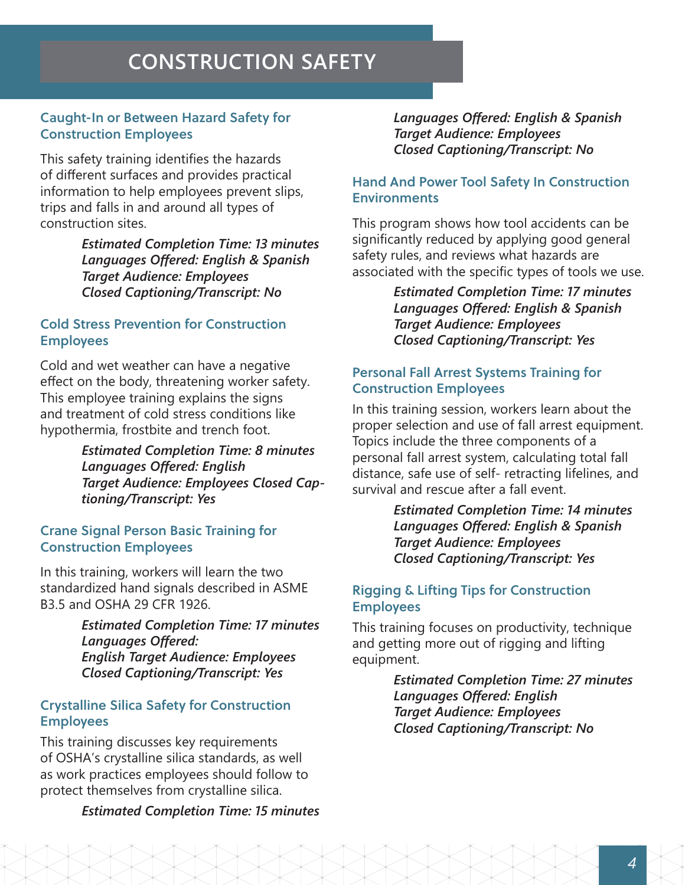# CONSTRUCTION SAFETY

### Caught-In or Between Hazard Safety for Construction Employees

This safety training identifies the hazards of different surfaces and provides practical information to help employees prevent slips, trips and falls in and around all types of construction sites.

*Estimated Completion Time: 13 minutes*
*Languages Offered: English & Spanish*
*Target Audience: Employees*
*Closed Captioning/Transcript: No*

### Cold Stress Prevention for Construction Employees

Cold and wet weather can have a negative effect on the body, threatening worker safety. This employee training explains the signs and treatment of cold stress conditions like hypothermia, frostbite and trench foot.

*Estimated Completion Time: 8 minutes*
*Languages Offered: English*
*Target Audience: Employees Closed Captioning/Transcript: Yes*

### Crane Signal Person Basic Training for Construction Employees

In this training, workers will learn the two standardized hand signals described in ASME B3.5 and OSHA 29 CFR 1926.

*Estimated Completion Time: 17 minutes*
*Languages Offered:*
*English Target Audience: Employees*
*Closed Captioning/Transcript: Yes*

### Crystalline Silica Safety for Construction Employees

This training discusses key requirements of OSHA's crystalline silica standards, as well as work practices employees should follow to protect themselves from crystalline silica.

*Estimated Completion Time: 15 minutes*
*Languages Offered: English & Spanish*
*Target Audience: Employees*
*Closed Captioning/Transcript: No*

### Hand And Power Tool Safety In Construction Environments

This program shows how tool accidents can be significantly reduced by applying good general safety rules, and reviews what hazards are associated with the specific types of tools we use.

*Estimated Completion Time: 17 minutes*
*Languages Offered: English & Spanish*
*Target Audience: Employees*
*Closed Captioning/Transcript: Yes*

### Personal Fall Arrest Systems Training for Construction Employees

In this training session, workers learn about the proper selection and use of fall arrest equipment. Topics include the three components of a personal fall arrest system, calculating total fall distance, safe use of self- retracting lifelines, and survival and rescue after a fall event.

*Estimated Completion Time: 14 minutes*
*Languages Offered: English & Spanish*
*Target Audience: Employees*
*Closed Captioning/Transcript: Yes*

### Rigging & Lifting Tips for Construction Employees

This training focuses on productivity, technique and getting more out of rigging and lifting equipment.

*Estimated Completion Time: 27 minutes*
*Languages Offered: English*
*Target Audience: Employees*
*Closed Captioning/Transcript: No*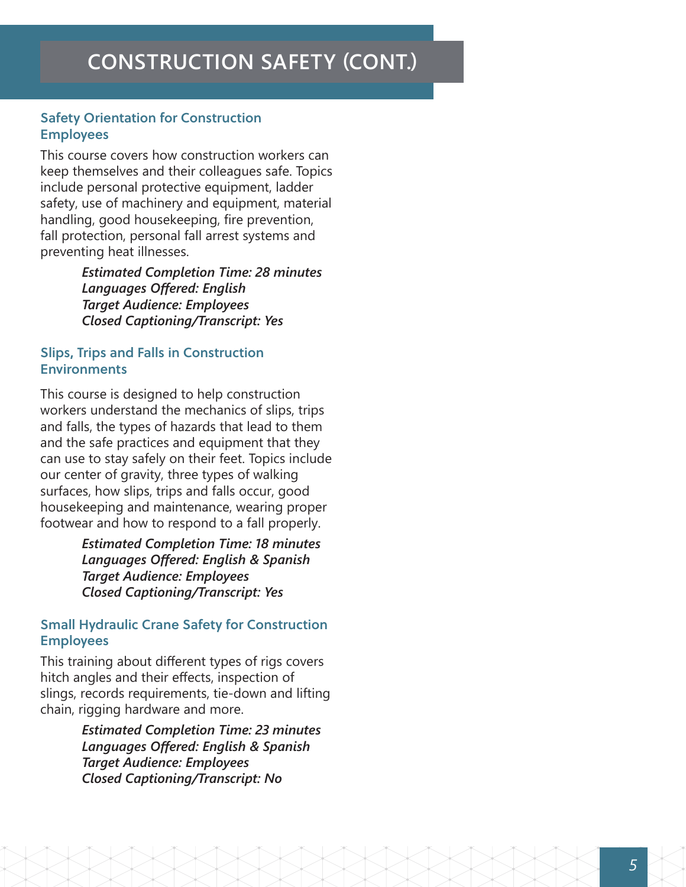# CONSTRUCTION SAFETY (CONT.)

### Safety Orientation for Construction Employees

This course covers how construction workers can keep themselves and their colleagues safe. Topics include personal protective equipment, ladder safety, use of machinery and equipment, material handling, good housekeeping, fire prevention, fall protection, personal fall arrest systems and preventing heat illnesses.

***Estimated Completion Time: 28 minutes***
***Languages Offered: English***
***Target Audience: Employees***
***Closed Captioning/Transcript: Yes***

### Slips, Trips and Falls in Construction Environments

This course is designed to help construction workers understand the mechanics of slips, trips and falls, the types of hazards that lead to them and the safe practices and equipment that they can use to stay safely on their feet. Topics include our center of gravity, three types of walking surfaces, how slips, trips and falls occur, good housekeeping and maintenance, wearing proper footwear and how to respond to a fall properly.

***Estimated Completion Time: 18 minutes***
***Languages Offered: English & Spanish***
***Target Audience: Employees***
***Closed Captioning/Transcript: Yes***

### Small Hydraulic Crane Safety for Construction Employees

This training about different types of rigs covers hitch angles and their effects, inspection of slings, records requirements, tie-down and lifting chain, rigging hardware and more.

***Estimated Completion Time: 23 minutes***
***Languages Offered: English & Spanish***
***Target Audience: Employees***
***Closed Captioning/Transcript: No***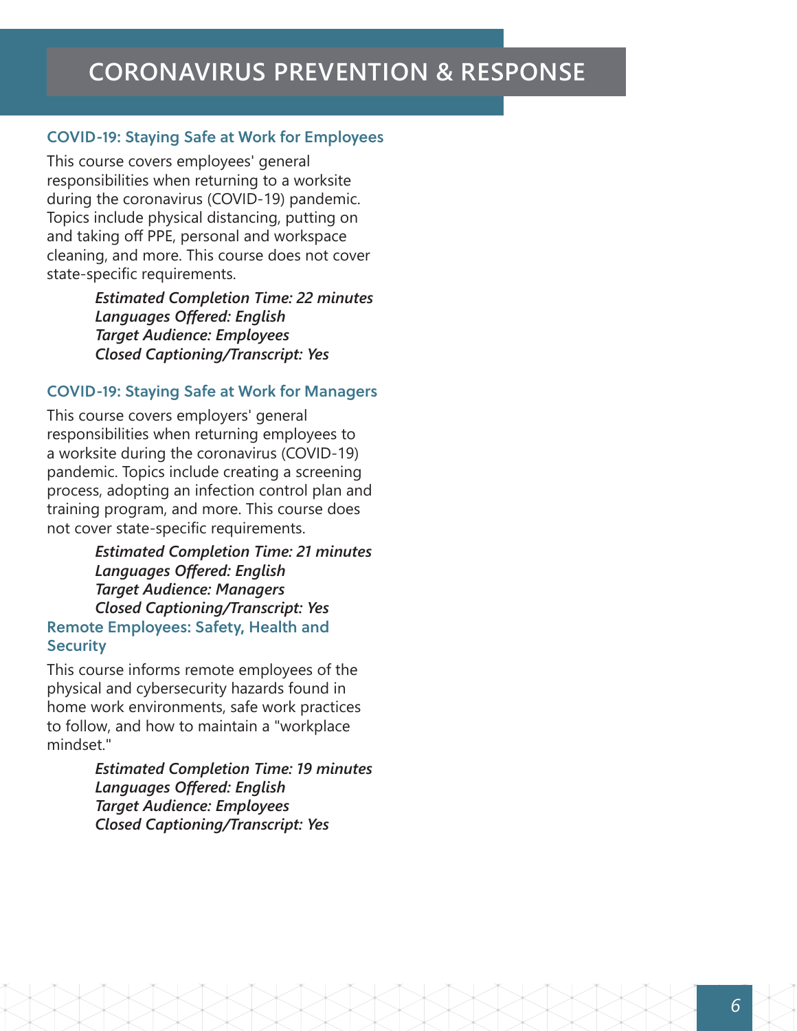# CORONAVIRUS PREVENTION & RESPONSE

## COVID-19: Staying Safe at Work for Employees

This course covers employees' general responsibilities when returning to a worksite during the coronavirus (COVID-19) pandemic. Topics include physical distancing, putting on and taking off PPE, personal and workspace cleaning, and more. This course does not cover state-specific requirements.

***Estimated Completion Time: 22 minutes***
***Languages Offered: English***
***Target Audience: Employees***
***Closed Captioning/Transcript: Yes***

## COVID-19: Staying Safe at Work for Managers

This course covers employers' general responsibilities when returning employees to a worksite during the coronavirus (COVID-19) pandemic. Topics include creating a screening process, adopting an infection control plan and training program, and more. This course does not cover state-specific requirements.

***Estimated Completion Time: 21 minutes***
***Languages Offered: English***
***Target Audience: Managers***
***Closed Captioning/Transcript: Yes***

## Remote Employees: Safety, Health and Security

This course informs remote employees of the physical and cybersecurity hazards found in home work environments, safe work practices to follow, and how to maintain a "workplace mindset."

***Estimated Completion Time: 19 minutes***
***Languages Offered: English***
***Target Audience: Employees***
***Closed Captioning/Transcript: Yes***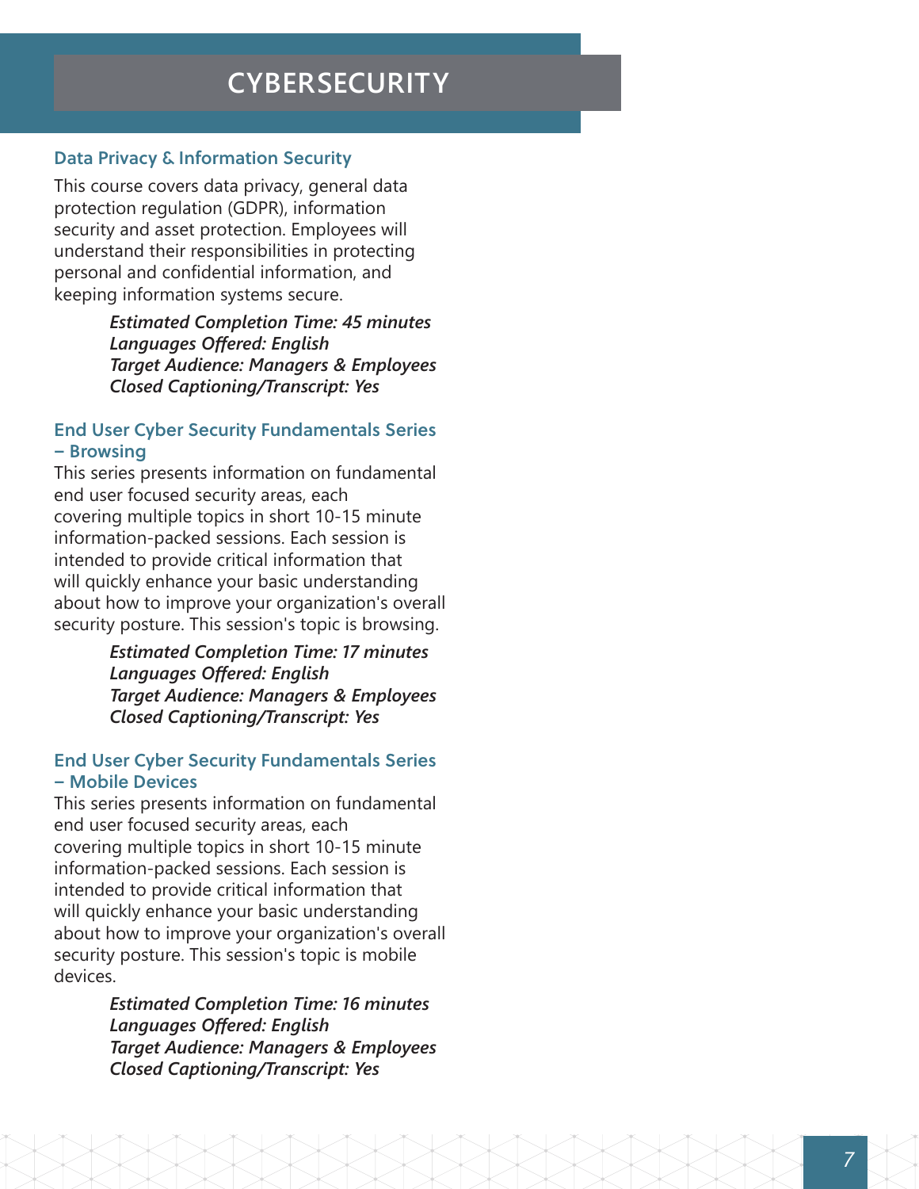# CYBERSECURITY

## Data Privacy & Information Security

This course covers data privacy, general data protection regulation (GDPR), information security and asset protection. Employees will understand their responsibilities in protecting personal and confidential information, and keeping information systems secure.

***Estimated Completion Time: 45 minutes***
***Languages Offered: English***
***Target Audience: Managers & Employees***
***Closed Captioning/Transcript: Yes***

## End User Cyber Security Fundamentals Series – Browsing

This series presents information on fundamental end user focused security areas, each covering multiple topics in short 10-15 minute information-packed sessions. Each session is intended to provide critical information that will quickly enhance your basic understanding about how to improve your organization's overall security posture. This session's topic is browsing.

***Estimated Completion Time: 17 minutes***
***Languages Offered: English***
***Target Audience: Managers & Employees***
***Closed Captioning/Transcript: Yes***

## End User Cyber Security Fundamentals Series – Mobile Devices

This series presents information on fundamental end user focused security areas, each covering multiple topics in short 10-15 minute information-packed sessions. Each session is intended to provide critical information that will quickly enhance your basic understanding about how to improve your organization's overall security posture. This session's topic is mobile devices.

***Estimated Completion Time: 16 minutes***
***Languages Offered: English***
***Target Audience: Managers & Employees***
***Closed Captioning/Transcript: Yes***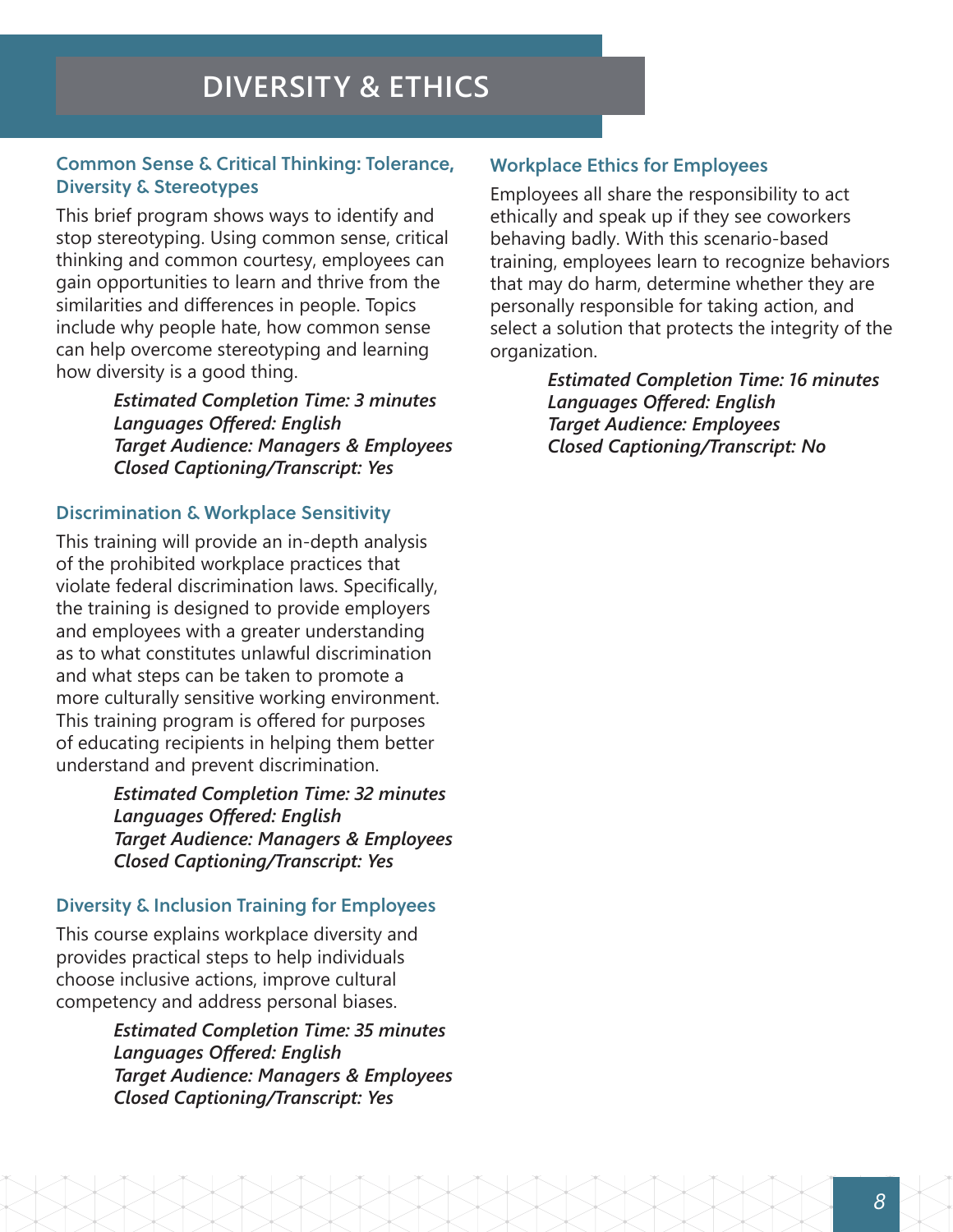# DIVERSITY & ETHICS

### Common Sense & Critical Thinking: Tolerance, Diversity & Stereotypes

This brief program shows ways to identify and stop stereotyping. Using common sense, critical thinking and common courtesy, employees can gain opportunities to learn and thrive from the similarities and differences in people. Topics include why people hate, how common sense can help overcome stereotyping and learning how diversity is a good thing.

***Estimated Completion Time: 3 minutes***
***Languages Offered: English***
***Target Audience: Managers & Employees***
***Closed Captioning/Transcript: Yes***

### Discrimination & Workplace Sensitivity

This training will provide an in-depth analysis of the prohibited workplace practices that violate federal discrimination laws. Specifically, the training is designed to provide employers and employees with a greater understanding as to what constitutes unlawful discrimination and what steps can be taken to promote a more culturally sensitive working environment. This training program is offered for purposes of educating recipients in helping them better understand and prevent discrimination.

***Estimated Completion Time: 32 minutes***
***Languages Offered: English***
***Target Audience: Managers & Employees***
***Closed Captioning/Transcript: Yes***

### Diversity & Inclusion Training for Employees

This course explains workplace diversity and provides practical steps to help individuals choose inclusive actions, improve cultural competency and address personal biases.

***Estimated Completion Time: 35 minutes***
***Languages Offered: English***
***Target Audience: Managers & Employees***
***Closed Captioning/Transcript: Yes***

### Workplace Ethics for Employees

Employees all share the responsibility to act ethically and speak up if they see coworkers behaving badly. With this scenario-based training, employees learn to recognize behaviors that may do harm, determine whether they are personally responsible for taking action, and select a solution that protects the integrity of the organization.

***Estimated Completion Time: 16 minutes***
***Languages Offered: English***
***Target Audience: Employees***
***Closed Captioning/Transcript: No***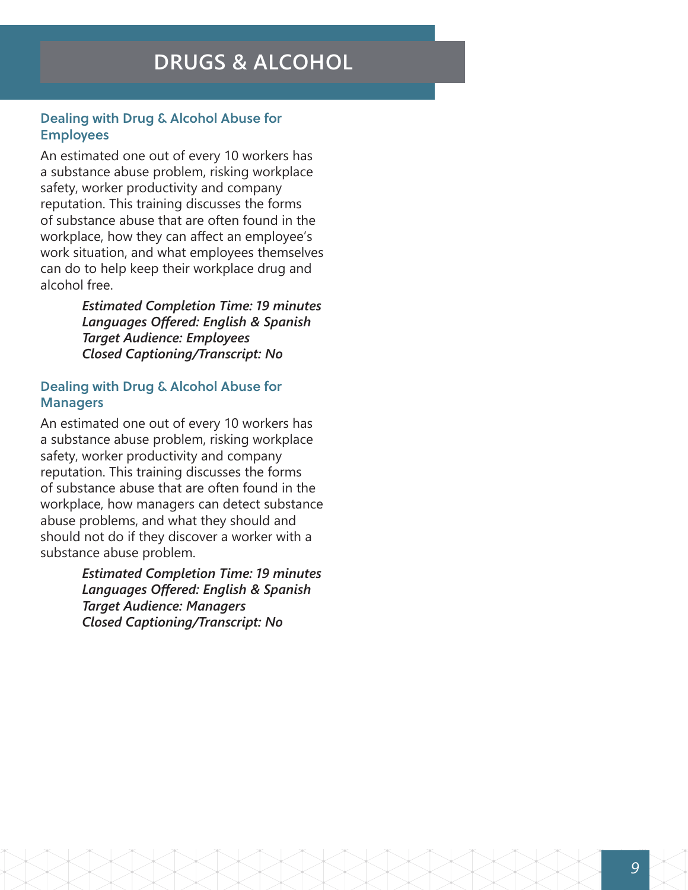# DRUGS & ALCOHOL

## Dealing with Drug & Alcohol Abuse for Employees

An estimated one out of every 10 workers has a substance abuse problem, risking workplace safety, worker productivity and company reputation. This training discusses the forms of substance abuse that are often found in the workplace, how they can affect an employee's work situation, and what employees themselves can do to help keep their workplace drug and alcohol free.

***Estimated Completion Time: 19 minutes***
***Languages Offered: English & Spanish***
***Target Audience: Employees***
***Closed Captioning/Transcript: No***

## Dealing with Drug & Alcohol Abuse for Managers

An estimated one out of every 10 workers has a substance abuse problem, risking workplace safety, worker productivity and company reputation. This training discusses the forms of substance abuse that are often found in the workplace, how managers can detect substance abuse problems, and what they should and should not do if they discover a worker with a substance abuse problem.

***Estimated Completion Time: 19 minutes***
***Languages Offered: English & Spanish***
***Target Audience: Managers***
***Closed Captioning/Transcript: No***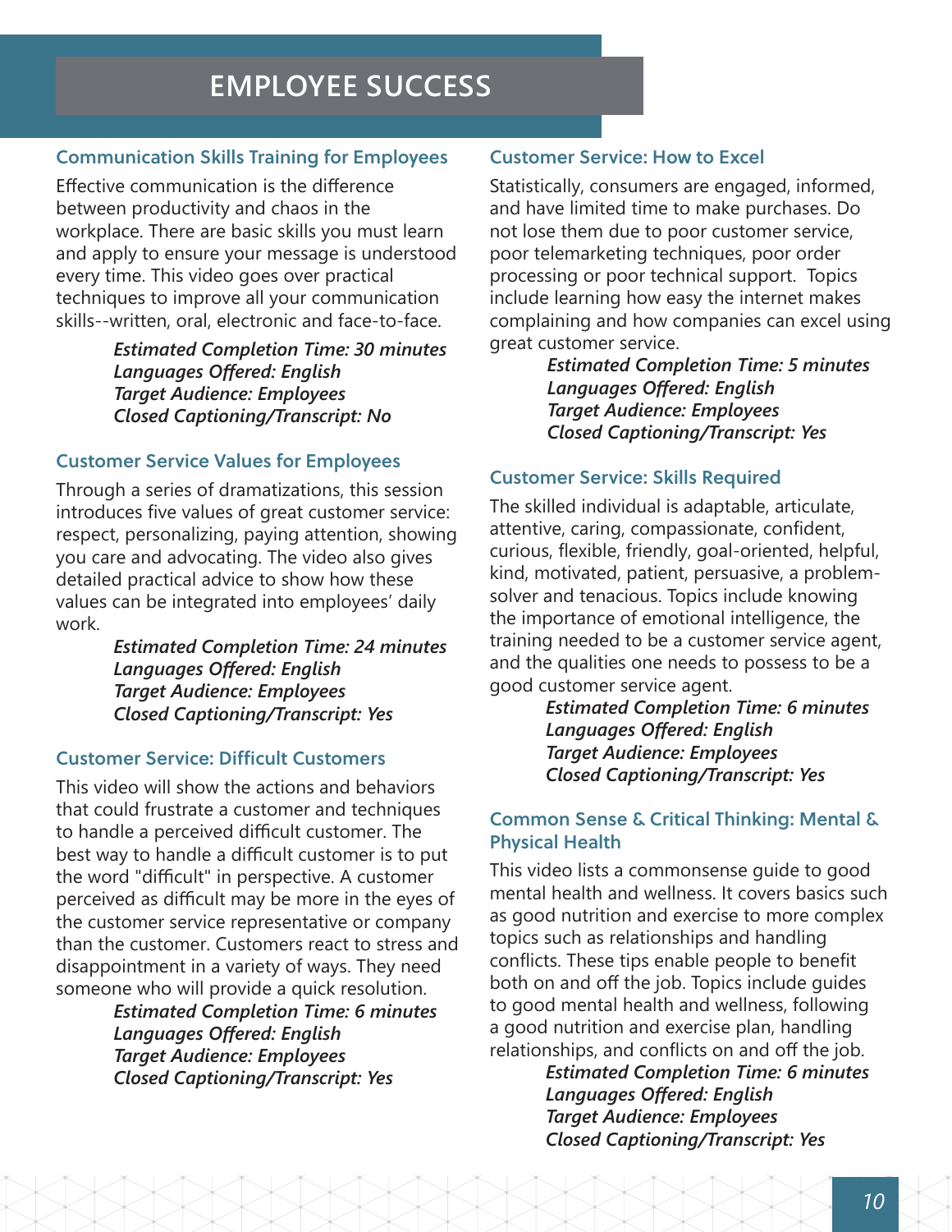# EMPLOYEE SUCCESS

## Communication Skills Training for Employees

Effective communication is the difference between productivity and chaos in the workplace. There are basic skills you must learn and apply to ensure your message is understood every time. This video goes over practical techniques to improve all your communication skills--written, oral, electronic and face-to-face.

*Estimated Completion Time: 30 minutes*
*Languages Offered: English*
*Target Audience: Employees*
*Closed Captioning/Transcript: No*

## Customer Service Values for Employees

Through a series of dramatizations, this session introduces five values of great customer service: respect, personalizing, paying attention, showing you care and advocating. The video also gives detailed practical advice to show how these values can be integrated into employees' daily work.

*Estimated Completion Time: 24 minutes*
*Languages Offered: English*
*Target Audience: Employees*
*Closed Captioning/Transcript: Yes*

## Customer Service: Difficult Customers

This video will show the actions and behaviors that could frustrate a customer and techniques to handle a perceived difficult customer. The best way to handle a difficult customer is to put the word "difficult" in perspective. A customer perceived as difficult may be more in the eyes of the customer service representative or company than the customer. Customers react to stress and disappointment in a variety of ways. They need someone who will provide a quick resolution.

*Estimated Completion Time: 6 minutes*
*Languages Offered: English*
*Target Audience: Employees*
*Closed Captioning/Transcript: Yes*

## Customer Service: How to Excel

Statistically, consumers are engaged, informed, and have limited time to make purchases. Do not lose them due to poor customer service, poor telemarketing techniques, poor order processing or poor technical support. Topics include learning how easy the internet makes complaining and how companies can excel using great customer service.

*Estimated Completion Time: 5 minutes*
*Languages Offered: English*
*Target Audience: Employees*
*Closed Captioning/Transcript: Yes*

## Customer Service: Skills Required

The skilled individual is adaptable, articulate, attentive, caring, compassionate, confident, curious, flexible, friendly, goal-oriented, helpful, kind, motivated, patient, persuasive, a problem-solver and tenacious. Topics include knowing the importance of emotional intelligence, the training needed to be a customer service agent, and the qualities one needs to possess to be a good customer service agent.

*Estimated Completion Time: 6 minutes*
*Languages Offered: English*
*Target Audience: Employees*
*Closed Captioning/Transcript: Yes*

## Common Sense & Critical Thinking: Mental & Physical Health

This video lists a commonsense guide to good mental health and wellness. It covers basics such as good nutrition and exercise to more complex topics such as relationships and handling conflicts. These tips enable people to benefit both on and off the job. Topics include guides to good mental health and wellness, following a good nutrition and exercise plan, handling relationships, and conflicts on and off the job.

*Estimated Completion Time: 6 minutes*
*Languages Offered: English*
*Target Audience: Employees*
*Closed Captioning/Transcript: Yes*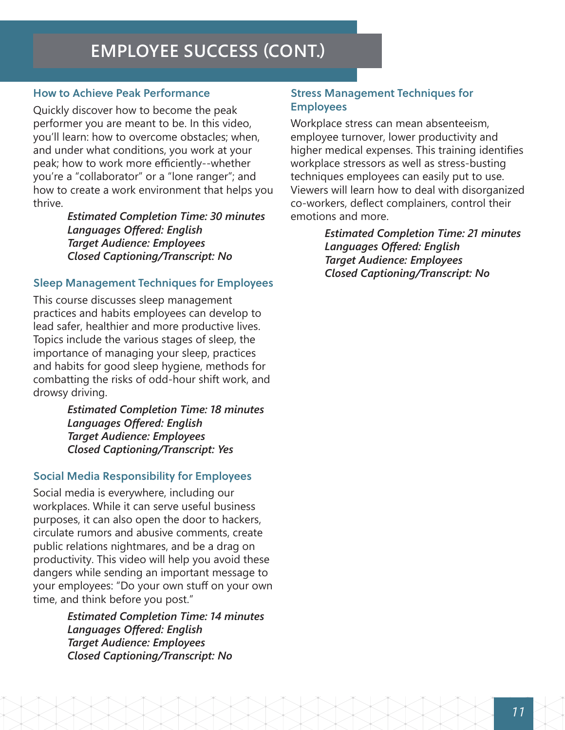# EMPLOYEE SUCCESS (CONT.)

### How to Achieve Peak Performance

Quickly discover how to become the peak performer you are meant to be. In this video, you'll learn: how to overcome obstacles; when, and under what conditions, you work at your peak; how to work more efficiently--whether you're a "collaborator" or a "lone ranger"; and how to create a work environment that helps you thrive.

***Estimated Completion Time: 30 minutes***
***Languages Offered: English***
***Target Audience: Employees***
***Closed Captioning/Transcript: No***

### Sleep Management Techniques for Employees

This course discusses sleep management practices and habits employees can develop to lead safer, healthier and more productive lives. Topics include the various stages of sleep, the importance of managing your sleep, practices and habits for good sleep hygiene, methods for combatting the risks of odd-hour shift work, and drowsy driving.

***Estimated Completion Time: 18 minutes***
***Languages Offered: English***
***Target Audience: Employees***
***Closed Captioning/Transcript: Yes***

### Social Media Responsibility for Employees

Social media is everywhere, including our workplaces. While it can serve useful business purposes, it can also open the door to hackers, circulate rumors and abusive comments, create public relations nightmares, and be a drag on productivity. This video will help you avoid these dangers while sending an important message to your employees: "Do your own stuff on your own time, and think before you post."

***Estimated Completion Time: 14 minutes***
***Languages Offered: English***
***Target Audience: Employees***
***Closed Captioning/Transcript: No***

### Stress Management Techniques for Employees

Workplace stress can mean absenteeism, employee turnover, lower productivity and higher medical expenses. This training identifies workplace stressors as well as stress-busting techniques employees can easily put to use. Viewers will learn how to deal with disorganized co-workers, deflect complainers, control their emotions and more.

***Estimated Completion Time: 21 minutes***
***Languages Offered: English***
***Target Audience: Employees***
***Closed Captioning/Transcript: No***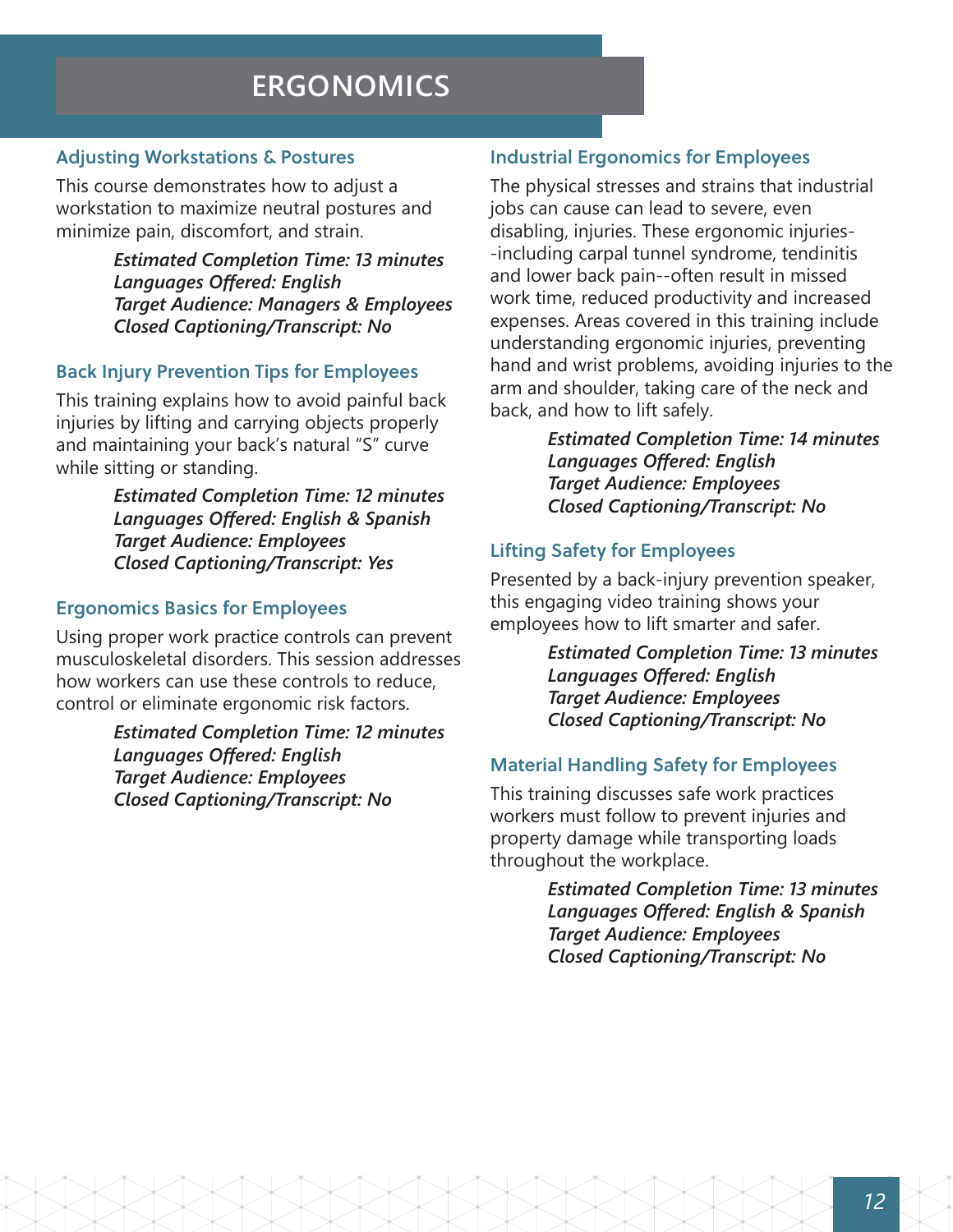# ERGONOMICS

## Adjusting Workstations & Postures

This course demonstrates how to adjust a workstation to maximize neutral postures and minimize pain, discomfort, and strain.

*Estimated Completion Time: 13 minutes*
*Languages Offered: English*
*Target Audience: Managers & Employees*
*Closed Captioning/Transcript: No*

## Back Injury Prevention Tips for Employees

This training explains how to avoid painful back injuries by lifting and carrying objects properly and maintaining your back's natural "S" curve while sitting or standing.

*Estimated Completion Time: 12 minutes*
*Languages Offered: English & Spanish*
*Target Audience: Employees*
*Closed Captioning/Transcript: Yes*

## Ergonomics Basics for Employees

Using proper work practice controls can prevent musculoskeletal disorders. This session addresses how workers can use these controls to reduce, control or eliminate ergonomic risk factors.

*Estimated Completion Time: 12 minutes*
*Languages Offered: English*
*Target Audience: Employees*
*Closed Captioning/Transcript: No*

## Industrial Ergonomics for Employees

The physical stresses and strains that industrial jobs can cause can lead to severe, even disabling, injuries. These ergonomic injuries--including carpal tunnel syndrome, tendinitis and lower back pain--often result in missed work time, reduced productivity and increased expenses. Areas covered in this training include understanding ergonomic injuries, preventing hand and wrist problems, avoiding injuries to the arm and shoulder, taking care of the neck and back, and how to lift safely.

*Estimated Completion Time: 14 minutes*
*Languages Offered: English*
*Target Audience: Employees*
*Closed Captioning/Transcript: No*

## Lifting Safety for Employees

Presented by a back-injury prevention speaker, this engaging video training shows your employees how to lift smarter and safer.

*Estimated Completion Time: 13 minutes*
*Languages Offered: English*
*Target Audience: Employees*
*Closed Captioning/Transcript: No*

## Material Handling Safety for Employees

This training discusses safe work practices workers must follow to prevent injuries and property damage while transporting loads throughout the workplace.

*Estimated Completion Time: 13 minutes*
*Languages Offered: English & Spanish*
*Target Audience: Employees*
*Closed Captioning/Transcript: No*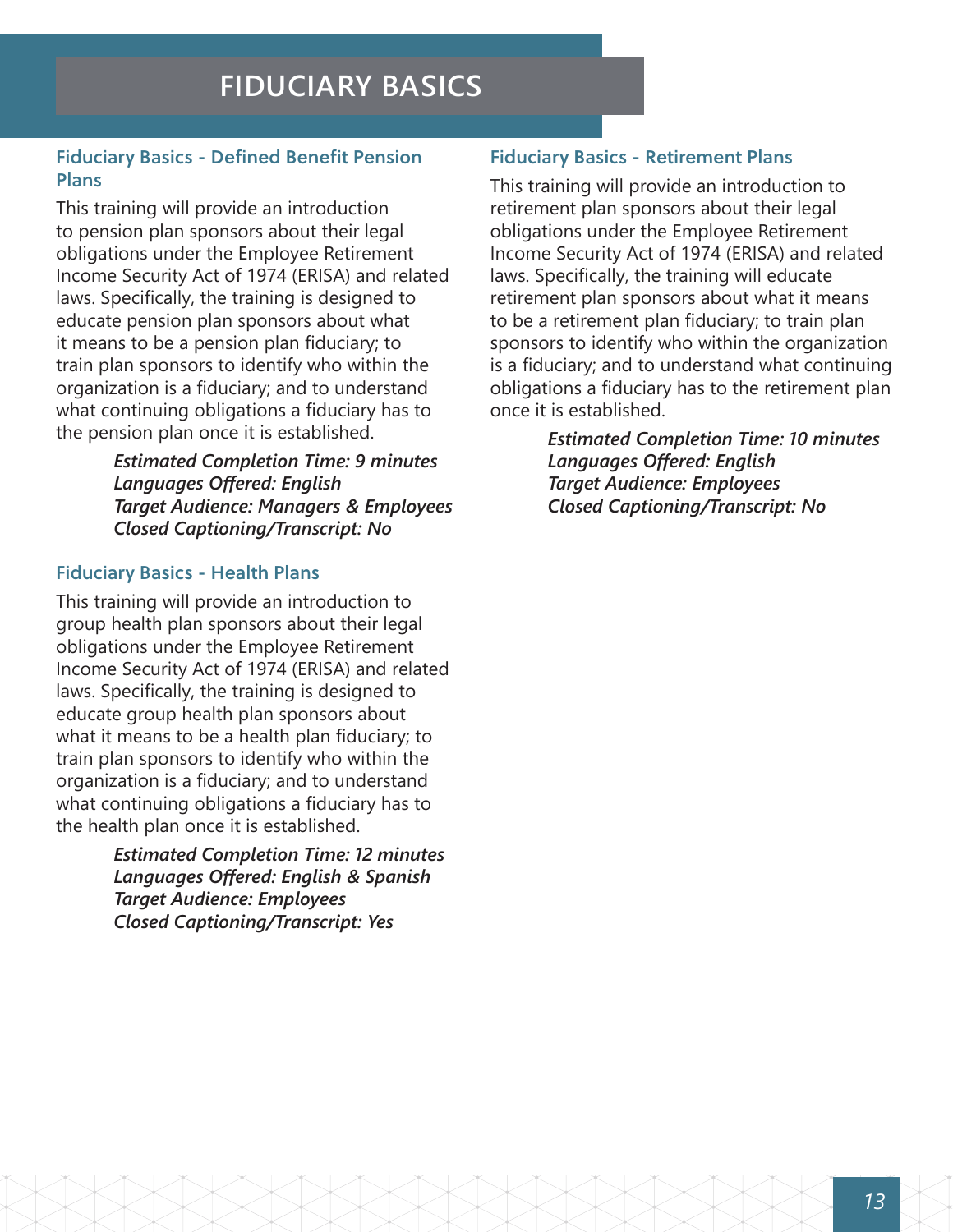# FIDUCIARY BASICS

## Fiduciary Basics - Defined Benefit Pension Plans

This training will provide an introduction to pension plan sponsors about their legal obligations under the Employee Retirement Income Security Act of 1974 (ERISA) and related laws. Specifically, the training is designed to educate pension plan sponsors about what it means to be a pension plan fiduciary; to train plan sponsors to identify who within the organization is a fiduciary; and to understand what continuing obligations a fiduciary has to the pension plan once it is established.

***Estimated Completion Time: 9 minutes***
***Languages Offered: English***
***Target Audience: Managers & Employees***
***Closed Captioning/Transcript: No***

## Fiduciary Basics - Health Plans

This training will provide an introduction to group health plan sponsors about their legal obligations under the Employee Retirement Income Security Act of 1974 (ERISA) and related laws. Specifically, the training is designed to educate group health plan sponsors about what it means to be a health plan fiduciary; to train plan sponsors to identify who within the organization is a fiduciary; and to understand what continuing obligations a fiduciary has to the health plan once it is established.

***Estimated Completion Time: 12 minutes***
***Languages Offered: English & Spanish***
***Target Audience: Employees***
***Closed Captioning/Transcript: Yes***

## Fiduciary Basics - Retirement Plans

This training will provide an introduction to retirement plan sponsors about their legal obligations under the Employee Retirement Income Security Act of 1974 (ERISA) and related laws. Specifically, the training will educate retirement plan sponsors about what it means to be a retirement plan fiduciary; to train plan sponsors to identify who within the organization is a fiduciary; and to understand what continuing obligations a fiduciary has to the retirement plan once it is established.

***Estimated Completion Time: 10 minutes***
***Languages Offered: English***
***Target Audience: Employees***
***Closed Captioning/Transcript: No***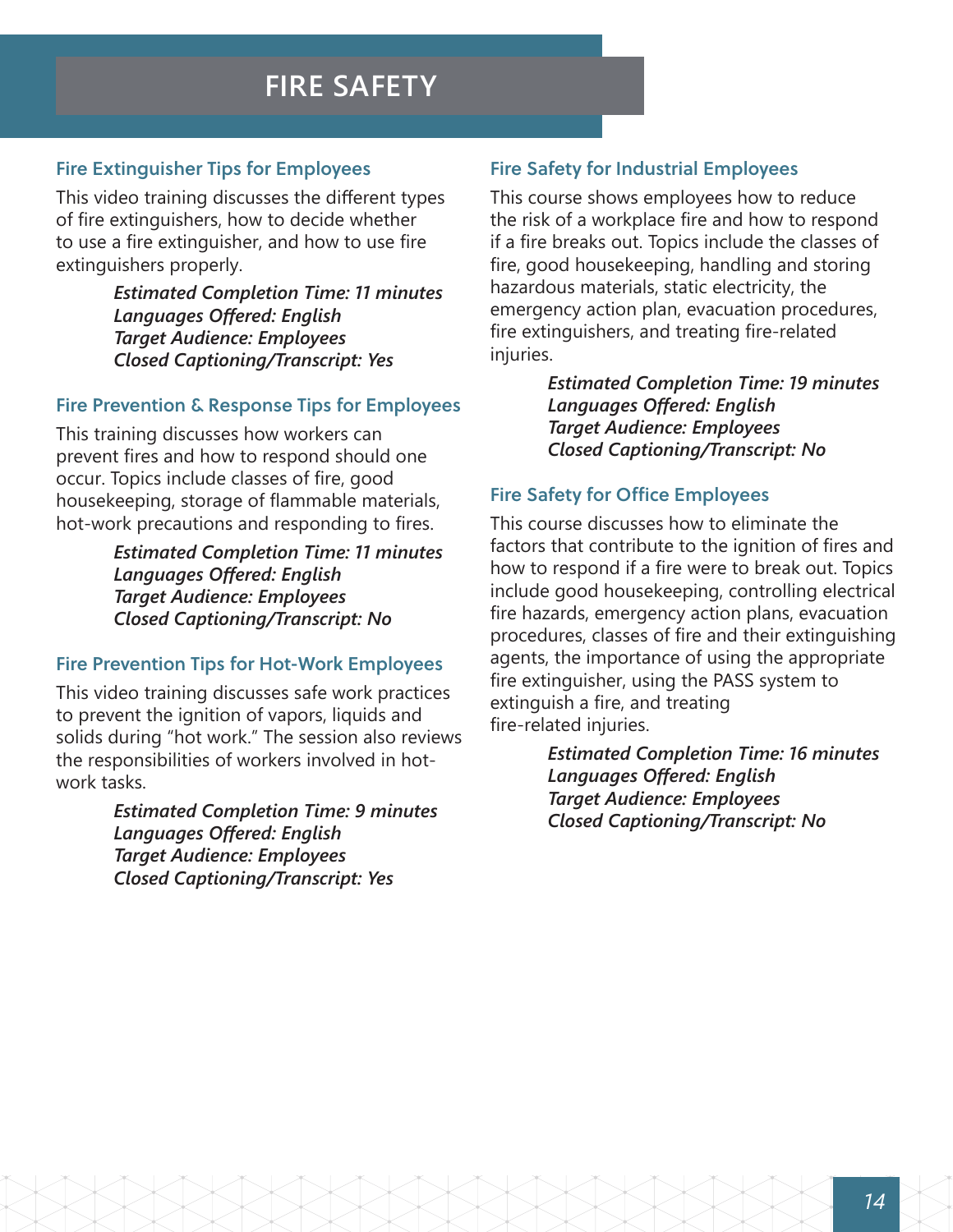# FIRE SAFETY

### Fire Extinguisher Tips for Employees

This video training discusses the different types of fire extinguishers, how to decide whether to use a fire extinguisher, and how to use fire extinguishers properly.

> ***Estimated Completion Time: 11 minutes***
> ***Languages Offered: English***
> ***Target Audience: Employees***
> ***Closed Captioning/Transcript: Yes***

### Fire Prevention & Response Tips for Employees

This training discusses how workers can prevent fires and how to respond should one occur. Topics include classes of fire, good housekeeping, storage of flammable materials, hot-work precautions and responding to fires.

> ***Estimated Completion Time: 11 minutes***
> ***Languages Offered: English***
> ***Target Audience: Employees***
> ***Closed Captioning/Transcript: No***

### Fire Prevention Tips for Hot-Work Employees

This video training discusses safe work practices to prevent the ignition of vapors, liquids and solids during "hot work." The session also reviews the responsibilities of workers involved in hot-work tasks.

> ***Estimated Completion Time: 9 minutes***
> ***Languages Offered: English***
> ***Target Audience: Employees***
> ***Closed Captioning/Transcript: Yes***

### Fire Safety for Industrial Employees

This course shows employees how to reduce the risk of a workplace fire and how to respond if a fire breaks out. Topics include the classes of fire, good housekeeping, handling and storing hazardous materials, static electricity, the emergency action plan, evacuation procedures, fire extinguishers, and treating fire-related injuries.

> ***Estimated Completion Time: 19 minutes***
> ***Languages Offered: English***
> ***Target Audience: Employees***
> ***Closed Captioning/Transcript: No***

### Fire Safety for Office Employees

This course discusses how to eliminate the factors that contribute to the ignition of fires and how to respond if a fire were to break out. Topics include good housekeeping, controlling electrical fire hazards, emergency action plans, evacuation procedures, classes of fire and their extinguishing agents, the importance of using the appropriate fire extinguisher, using the PASS system to extinguish a fire, and treating fire-related injuries.

> ***Estimated Completion Time: 16 minutes***
> ***Languages Offered: English***
> ***Target Audience: Employees***
> ***Closed Captioning/Transcript: No***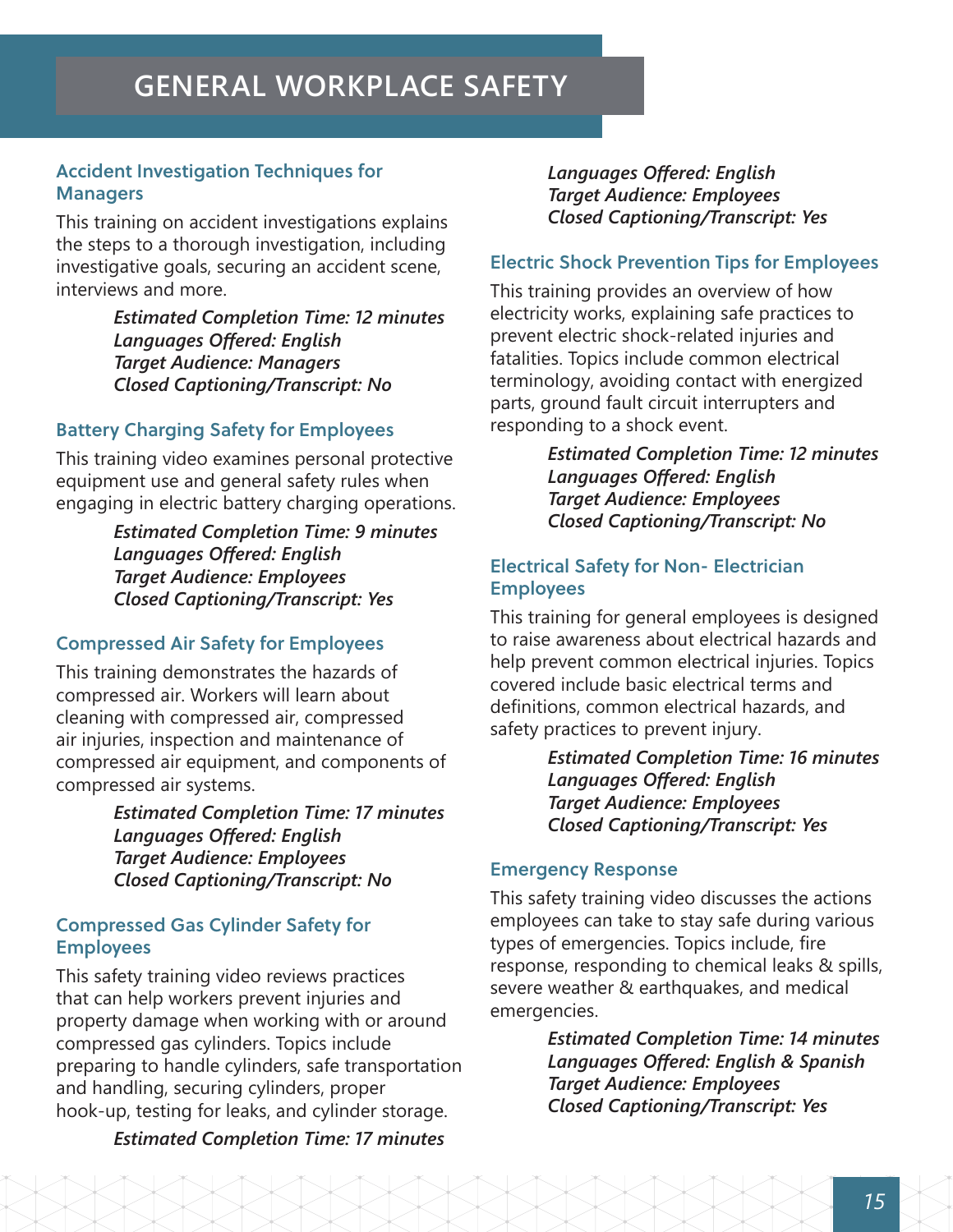# GENERAL WORKPLACE SAFETY

### Accident Investigation Techniques for Managers

This training on accident investigations explains the steps to a thorough investigation, including investigative goals, securing an accident scene, interviews and more.

***Estimated Completion Time: 12 minutes***
***Languages Offered: English***
***Target Audience: Managers***
***Closed Captioning/Transcript: No***

### Battery Charging Safety for Employees

This training video examines personal protective equipment use and general safety rules when engaging in electric battery charging operations.

***Estimated Completion Time: 9 minutes***
***Languages Offered: English***
***Target Audience: Employees***
***Closed Captioning/Transcript: Yes***

### Compressed Air Safety for Employees

This training demonstrates the hazards of compressed air. Workers will learn about cleaning with compressed air, compressed air injuries, inspection and maintenance of compressed air equipment, and components of compressed air systems.

***Estimated Completion Time: 17 minutes***
***Languages Offered: English***
***Target Audience: Employees***
***Closed Captioning/Transcript: No***

### Compressed Gas Cylinder Safety for Employees

This safety training video reviews practices that can help workers prevent injuries and property damage when working with or around compressed gas cylinders. Topics include preparing to handle cylinders, safe transportation and handling, securing cylinders, proper hook-up, testing for leaks, and cylinder storage.

***Estimated Completion Time: 17 minutes***
***Languages Offered: English***
***Target Audience: Employees***
***Closed Captioning/Transcript: Yes***

### Electric Shock Prevention Tips for Employees

This training provides an overview of how electricity works, explaining safe practices to prevent electric shock-related injuries and fatalities. Topics include common electrical terminology, avoiding contact with energized parts, ground fault circuit interrupters and responding to a shock event.

***Estimated Completion Time: 12 minutes***
***Languages Offered: English***
***Target Audience: Employees***
***Closed Captioning/Transcript: No***

### Electrical Safety for Non- Electrician Employees

This training for general employees is designed to raise awareness about electrical hazards and help prevent common electrical injuries. Topics covered include basic electrical terms and definitions, common electrical hazards, and safety practices to prevent injury.

***Estimated Completion Time: 16 minutes***
***Languages Offered: English***
***Target Audience: Employees***
***Closed Captioning/Transcript: Yes***

### Emergency Response

This safety training video discusses the actions employees can take to stay safe during various types of emergencies. Topics include, fire response, responding to chemical leaks & spills, severe weather & earthquakes, and medical emergencies.

***Estimated Completion Time: 14 minutes***
***Languages Offered: English & Spanish***
***Target Audience: Employees***
***Closed Captioning/Transcript: Yes***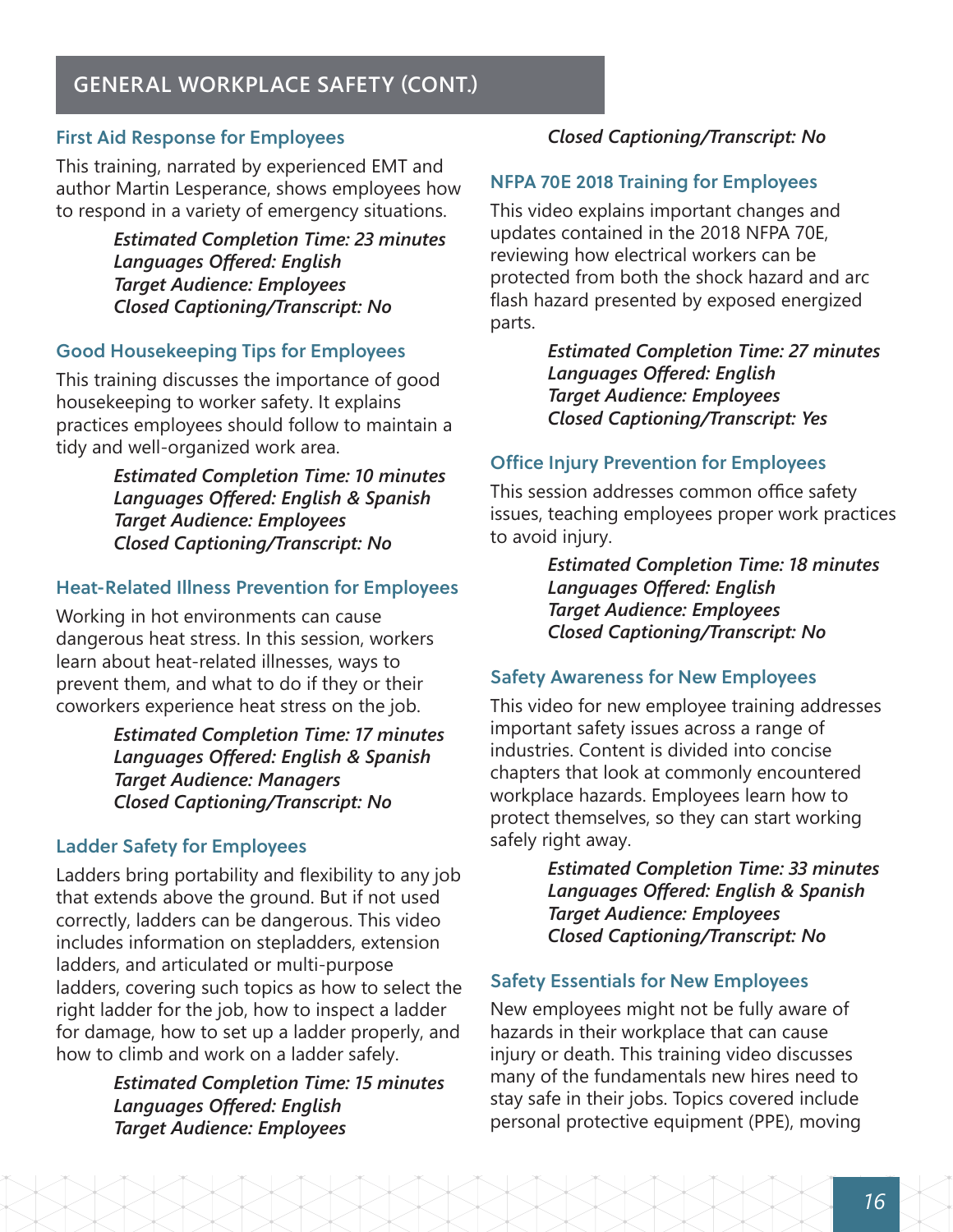## GENERAL WORKPLACE SAFETY (CONT.)

### First Aid Response for Employees

This training, narrated by experienced EMT and author Martin Lesperance, shows employees how to respond in a variety of emergency situations.

*Estimated Completion Time: 23 minutes*
*Languages Offered: English*
*Target Audience: Employees*
*Closed Captioning/Transcript: No*

### Good Housekeeping Tips for Employees

This training discusses the importance of good housekeeping to worker safety. It explains practices employees should follow to maintain a tidy and well-organized work area.

*Estimated Completion Time: 10 minutes*
*Languages Offered: English & Spanish*
*Target Audience: Employees*
*Closed Captioning/Transcript: No*

### Heat-Related Illness Prevention for Employees

Working in hot environments can cause dangerous heat stress. In this session, workers learn about heat-related illnesses, ways to prevent them, and what to do if they or their coworkers experience heat stress on the job.

*Estimated Completion Time: 17 minutes*
*Languages Offered: English & Spanish*
*Target Audience: Managers*
*Closed Captioning/Transcript: No*

### Ladder Safety for Employees

Ladders bring portability and flexibility to any job that extends above the ground. But if not used correctly, ladders can be dangerous. This video includes information on stepladders, extension ladders, and articulated or multi-purpose ladders, covering such topics as how to select the right ladder for the job, how to inspect a ladder for damage, how to set up a ladder properly, and how to climb and work on a ladder safely.

*Estimated Completion Time: 15 minutes*
*Languages Offered: English*
*Target Audience: Employees*
*Closed Captioning/Transcript: No*

### NFPA 70E 2018 Training for Employees

This video explains important changes and updates contained in the 2018 NFPA 70E, reviewing how electrical workers can be protected from both the shock hazard and arc flash hazard presented by exposed energized parts.

*Estimated Completion Time: 27 minutes*
*Languages Offered: English*
*Target Audience: Employees*
*Closed Captioning/Transcript: Yes*

### Office Injury Prevention for Employees

This session addresses common office safety issues, teaching employees proper work practices to avoid injury.

*Estimated Completion Time: 18 minutes*
*Languages Offered: English*
*Target Audience: Employees*
*Closed Captioning/Transcript: No*

### Safety Awareness for New Employees

This video for new employee training addresses important safety issues across a range of industries. Content is divided into concise chapters that look at commonly encountered workplace hazards. Employees learn how to protect themselves, so they can start working safely right away.

*Estimated Completion Time: 33 minutes*
*Languages Offered: English & Spanish*
*Target Audience: Employees*
*Closed Captioning/Transcript: No*

### Safety Essentials for New Employees

New employees might not be fully aware of hazards in their workplace that can cause injury or death. This training video discusses many of the fundamentals new hires need to stay safe in their jobs. Topics covered include personal protective equipment (PPE), moving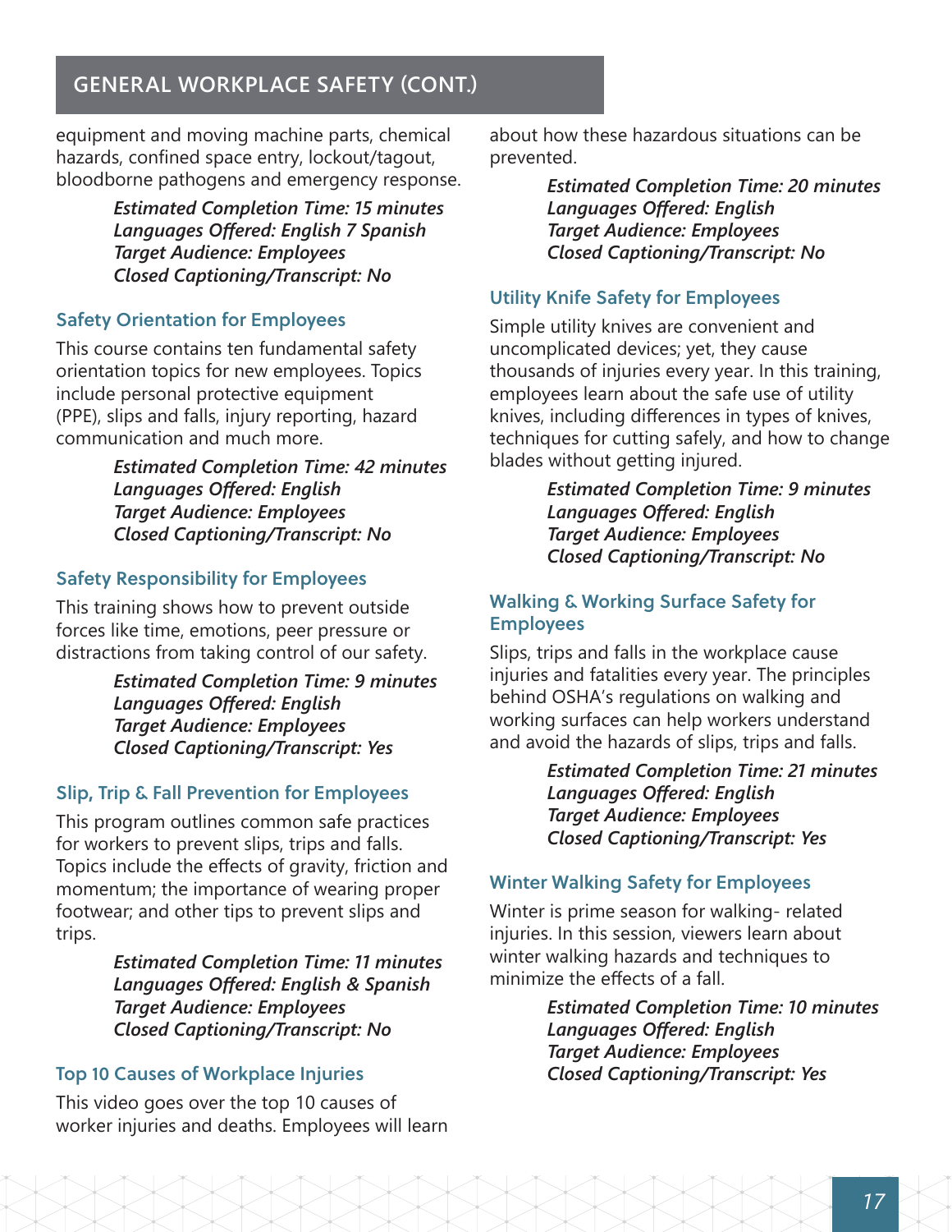## GENERAL WORKPLACE SAFETY (CONT.)

equipment and moving machine parts, chemical hazards, confined space entry, lockout/tagout, bloodborne pathogens and emergency response.

> *Estimated Completion Time: 15 minutes*
> *Languages Offered: English 7 Spanish*
> *Target Audience: Employees*
> *Closed Captioning/Transcript: No*

### Safety Orientation for Employees

This course contains ten fundamental safety orientation topics for new employees. Topics include personal protective equipment (PPE), slips and falls, injury reporting, hazard communication and much more.

> *Estimated Completion Time: 42 minutes*
> *Languages Offered: English*
> *Target Audience: Employees*
> *Closed Captioning/Transcript: No*

### Safety Responsibility for Employees

This training shows how to prevent outside forces like time, emotions, peer pressure or distractions from taking control of our safety.

> *Estimated Completion Time: 9 minutes*
> *Languages Offered: English*
> *Target Audience: Employees*
> *Closed Captioning/Transcript: Yes*

### Slip, Trip & Fall Prevention for Employees

This program outlines common safe practices for workers to prevent slips, trips and falls. Topics include the effects of gravity, friction and momentum; the importance of wearing proper footwear; and other tips to prevent slips and trips.

> *Estimated Completion Time: 11 minutes*
> *Languages Offered: English & Spanish*
> *Target Audience: Employees*
> *Closed Captioning/Transcript: No*

### Top 10 Causes of Workplace Injuries

This video goes over the top 10 causes of worker injuries and deaths. Employees will learn about how these hazardous situations can be prevented.

> *Estimated Completion Time: 20 minutes*
> *Languages Offered: English*
> *Target Audience: Employees*
> *Closed Captioning/Transcript: No*

### Utility Knife Safety for Employees

Simple utility knives are convenient and uncomplicated devices; yet, they cause thousands of injuries every year. In this training, employees learn about the safe use of utility knives, including differences in types of knives, techniques for cutting safely, and how to change blades without getting injured.

> *Estimated Completion Time: 9 minutes*
> *Languages Offered: English*
> *Target Audience: Employees*
> *Closed Captioning/Transcript: No*

### Walking & Working Surface Safety for Employees

Slips, trips and falls in the workplace cause injuries and fatalities every year. The principles behind OSHA's regulations on walking and working surfaces can help workers understand and avoid the hazards of slips, trips and falls.

> *Estimated Completion Time: 21 minutes*
> *Languages Offered: English*
> *Target Audience: Employees*
> *Closed Captioning/Transcript: Yes*

### Winter Walking Safety for Employees

Winter is prime season for walking- related injuries. In this session, viewers learn about winter walking hazards and techniques to minimize the effects of a fall.

> *Estimated Completion Time: 10 minutes*
> *Languages Offered: English*
> *Target Audience: Employees*
> *Closed Captioning/Transcript: Yes*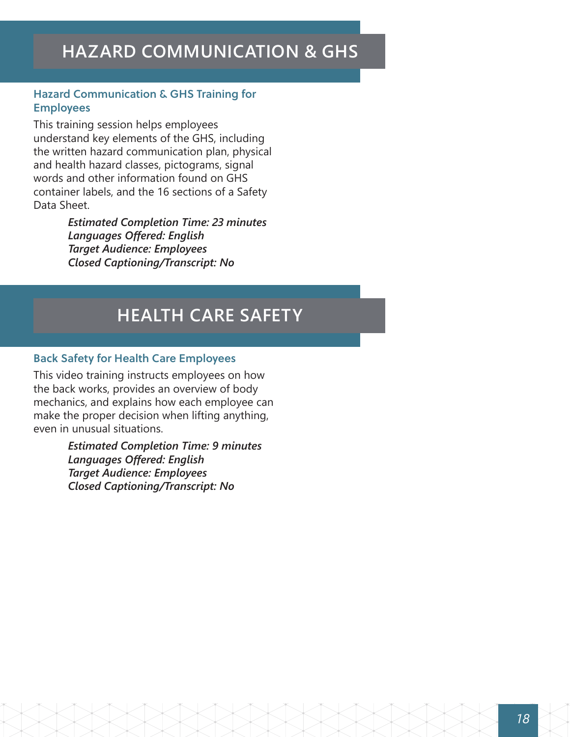# HAZARD COMMUNICATION & GHS

### Hazard Communication & GHS Training for Employees

This training session helps employees understand key elements of the GHS, including the written hazard communication plan, physical and health hazard classes, pictograms, signal words and other information found on GHS container labels, and the 16 sections of a Safety Data Sheet.

***Estimated Completion Time: 23 minutes***
***Languages Offered: English***
***Target Audience: Employees***
***Closed Captioning/Transcript: No***

# HEALTH CARE SAFETY

### Back Safety for Health Care Employees

This video training instructs employees on how the back works, provides an overview of body mechanics, and explains how each employee can make the proper decision when lifting anything, even in unusual situations.

***Estimated Completion Time: 9 minutes***
***Languages Offered: English***
***Target Audience: Employees***
***Closed Captioning/Transcript: No***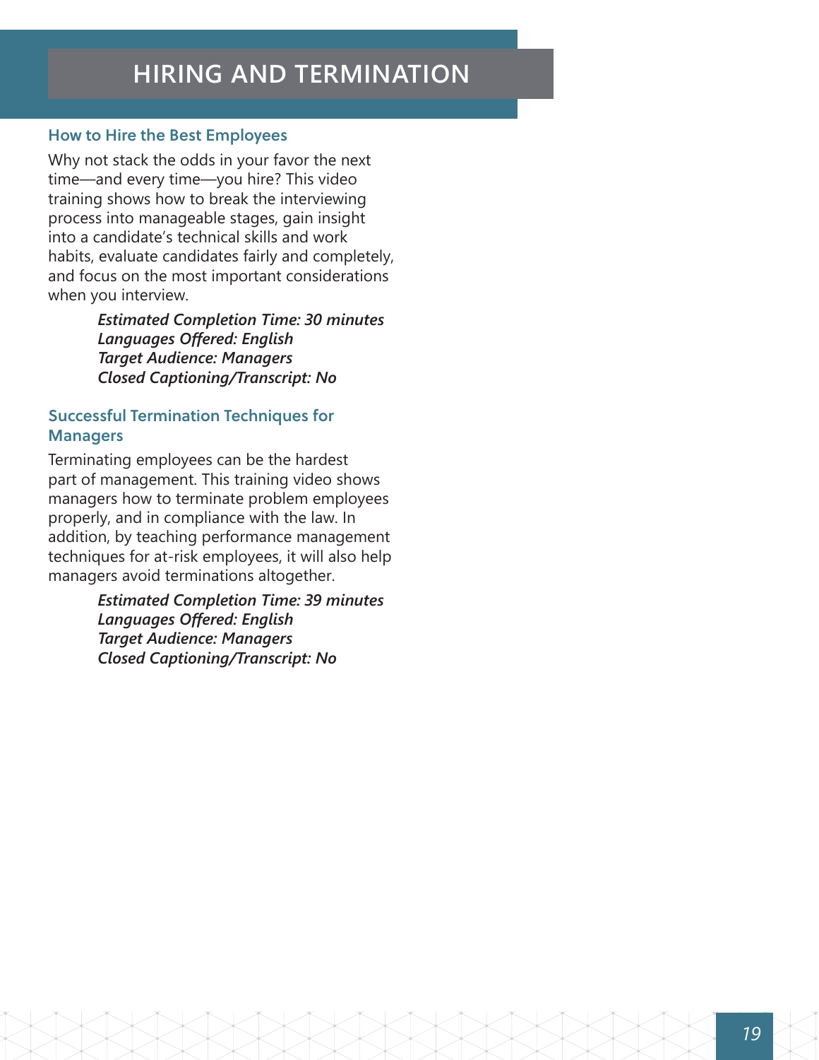# HIRING AND TERMINATION

## How to Hire the Best Employees

Why not stack the odds in your favor the next time—and every time—you hire? This video training shows how to break the interviewing process into manageable stages, gain insight into a candidate's technical skills and work habits, evaluate candidates fairly and completely, and focus on the most important considerations when you interview.

***Estimated Completion Time: 30 minutes***
***Languages Offered: English***
***Target Audience: Managers***
***Closed Captioning/Transcript: No***

## Successful Termination Techniques for Managers

Terminating employees can be the hardest part of management. This training video shows managers how to terminate problem employees properly, and in compliance with the law. In addition, by teaching performance management techniques for at-risk employees, it will also help managers avoid terminations altogether.

***Estimated Completion Time: 39 minutes***
***Languages Offered: English***
***Target Audience: Managers***
***Closed Captioning/Transcript: No***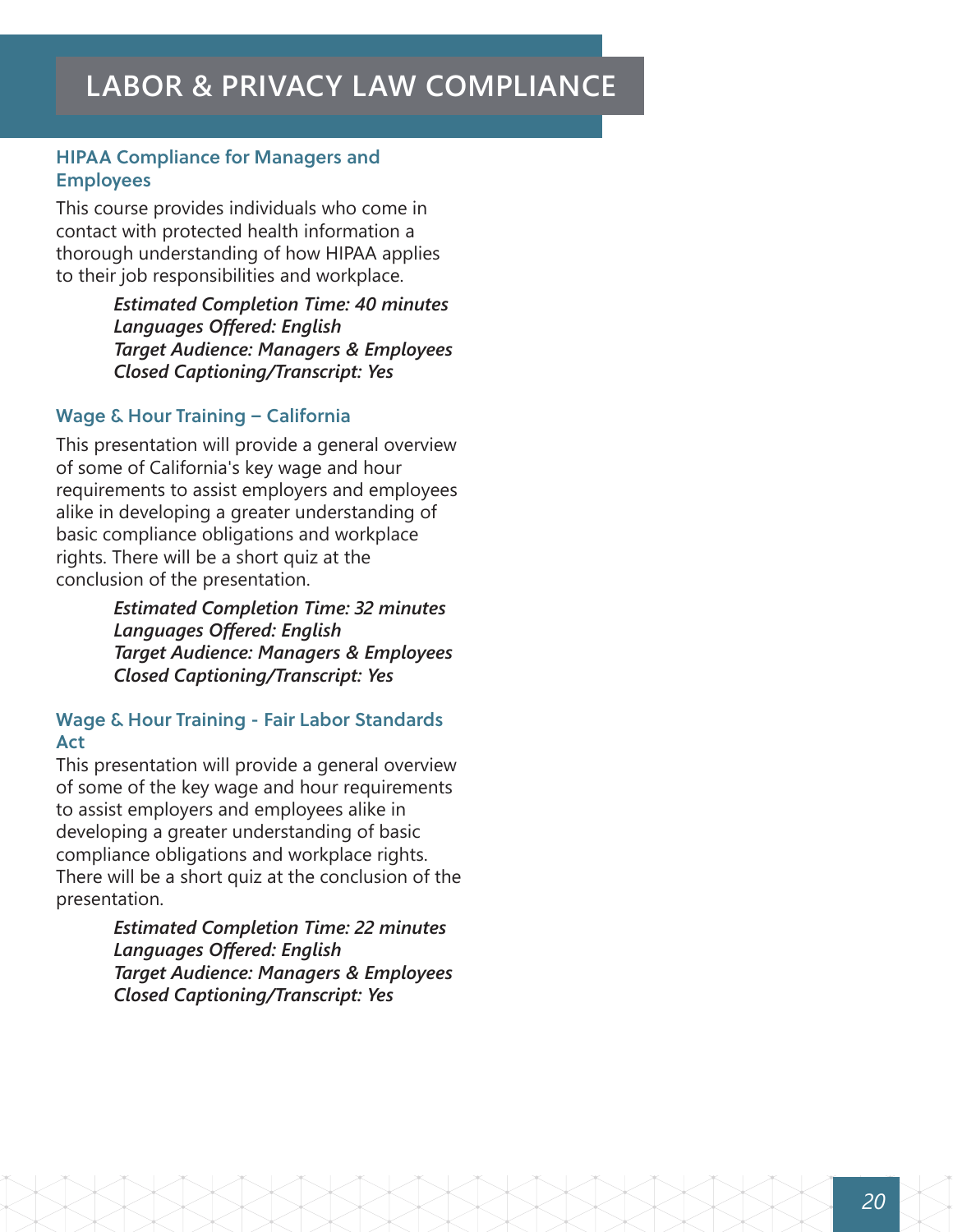# LABOR & PRIVACY LAW COMPLIANCE

### HIPAA Compliance for Managers and Employees

This course provides individuals who come in contact with protected health information a thorough understanding of how HIPAA applies to their job responsibilities and workplace.

***Estimated Completion Time: 40 minutes***
***Languages Offered: English***
***Target Audience: Managers & Employees***
***Closed Captioning/Transcript: Yes***

### Wage & Hour Training – California

This presentation will provide a general overview of some of California's key wage and hour requirements to assist employers and employees alike in developing a greater understanding of basic compliance obligations and workplace rights. There will be a short quiz at the conclusion of the presentation.

***Estimated Completion Time: 32 minutes***
***Languages Offered: English***
***Target Audience: Managers & Employees***
***Closed Captioning/Transcript: Yes***

### Wage & Hour Training - Fair Labor Standards Act

This presentation will provide a general overview of some of the key wage and hour requirements to assist employers and employees alike in developing a greater understanding of basic compliance obligations and workplace rights. There will be a short quiz at the conclusion of the presentation.

***Estimated Completion Time: 22 minutes***
***Languages Offered: English***
***Target Audience: Managers & Employees***
***Closed Captioning/Transcript: Yes***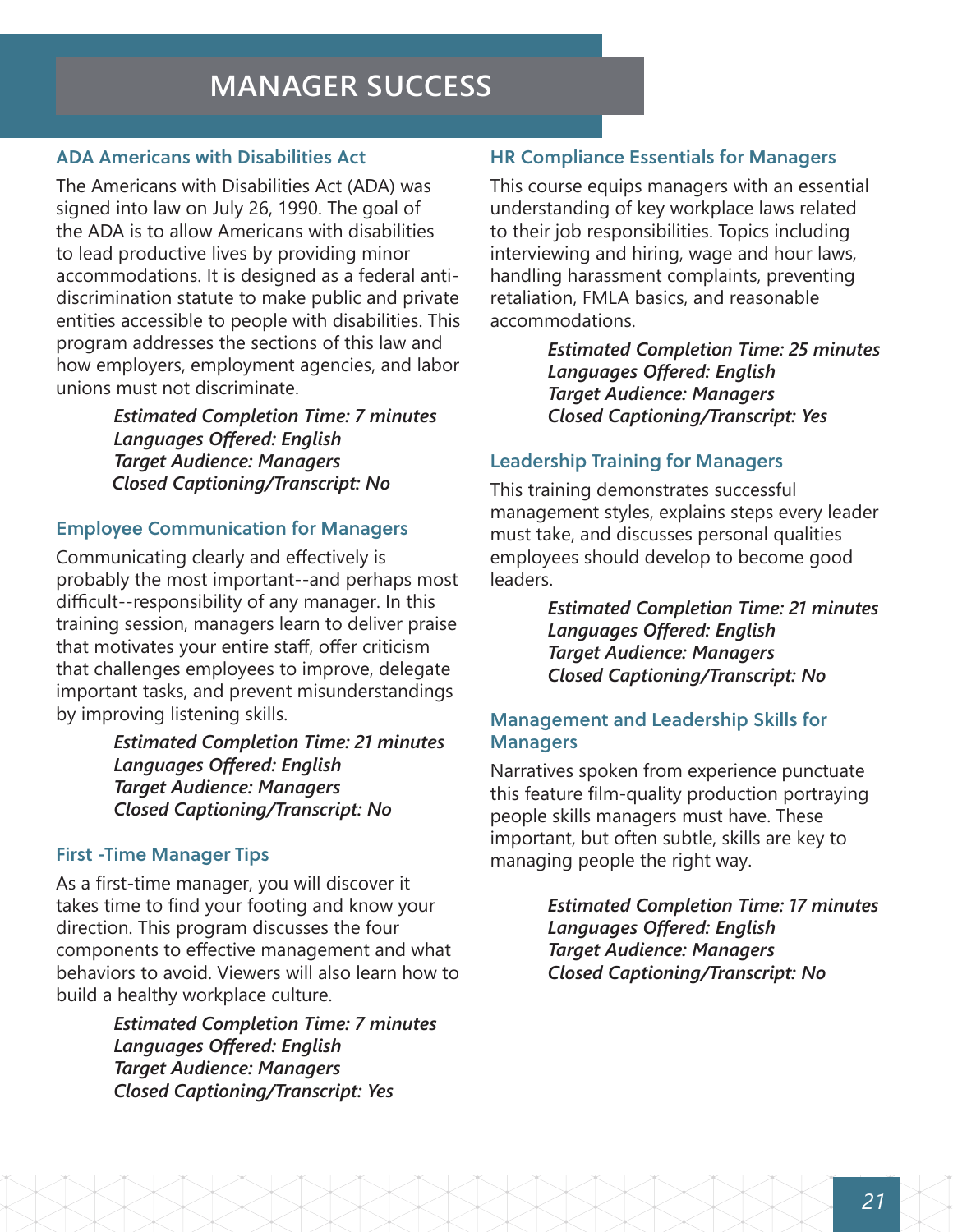# MANAGER SUCCESS

## ADA Americans with Disabilities Act

The Americans with Disabilities Act (ADA) was signed into law on July 26, 1990. The goal of the ADA is to allow Americans with disabilities to lead productive lives by providing minor accommodations. It is designed as a federal anti-discrimination statute to make public and private entities accessible to people with disabilities. This program addresses the sections of this law and how employers, employment agencies, and labor unions must not discriminate.

*Estimated Completion Time: 7 minutes*
*Languages Offered: English*
*Target Audience: Managers*
*Closed Captioning/Transcript: No*

## Employee Communication for Managers

Communicating clearly and effectively is probably the most important--and perhaps most difficult--responsibility of any manager. In this training session, managers learn to deliver praise that motivates your entire staff, offer criticism that challenges employees to improve, delegate important tasks, and prevent misunderstandings by improving listening skills.

*Estimated Completion Time: 21 minutes*
*Languages Offered: English*
*Target Audience: Managers*
*Closed Captioning/Transcript: No*

## First -Time Manager Tips

As a first-time manager, you will discover it takes time to find your footing and know your direction. This program discusses the four components to effective management and what behaviors to avoid. Viewers will also learn how to build a healthy workplace culture.

*Estimated Completion Time: 7 minutes*
*Languages Offered: English*
*Target Audience: Managers*
*Closed Captioning/Transcript: Yes*

## HR Compliance Essentials for Managers

This course equips managers with an essential understanding of key workplace laws related to their job responsibilities. Topics including interviewing and hiring, wage and hour laws, handling harassment complaints, preventing retaliation, FMLA basics, and reasonable accommodations.

*Estimated Completion Time: 25 minutes*
*Languages Offered: English*
*Target Audience: Managers*
*Closed Captioning/Transcript: Yes*

## Leadership Training for Managers

This training demonstrates successful management styles, explains steps every leader must take, and discusses personal qualities employees should develop to become good leaders.

*Estimated Completion Time: 21 minutes*
*Languages Offered: English*
*Target Audience: Managers*
*Closed Captioning/Transcript: No*

## Management and Leadership Skills for Managers

Narratives spoken from experience punctuate this feature film-quality production portraying people skills managers must have. These important, but often subtle, skills are key to managing people the right way.

*Estimated Completion Time: 17 minutes*
*Languages Offered: English*
*Target Audience: Managers*
*Closed Captioning/Transcript: No*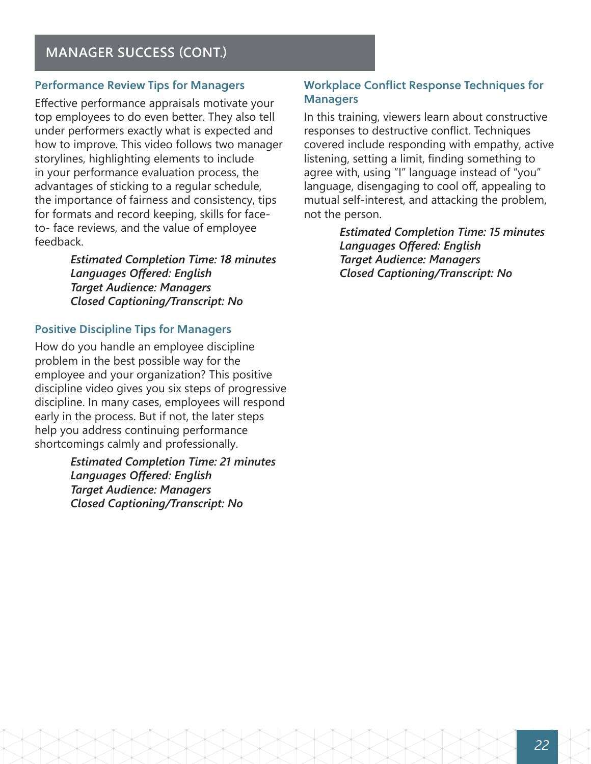## MANAGER SUCCESS (CONT.)

### Performance Review Tips for Managers

Effective performance appraisals motivate your top employees to do even better. They also tell under performers exactly what is expected and how to improve. This video follows two manager storylines, highlighting elements to include in your performance evaluation process, the advantages of sticking to a regular schedule, the importance of fairness and consistency, tips for formats and record keeping, skills for face-to- face reviews, and the value of employee feedback.

***Estimated Completion Time: 18 minutes***
***Languages Offered: English***
***Target Audience: Managers***
***Closed Captioning/Transcript: No***

### Positive Discipline Tips for Managers

How do you handle an employee discipline problem in the best possible way for the employee and your organization? This positive discipline video gives you six steps of progressive discipline. In many cases, employees will respond early in the process. But if not, the later steps help you address continuing performance shortcomings calmly and professionally.

***Estimated Completion Time: 21 minutes***
***Languages Offered: English***
***Target Audience: Managers***
***Closed Captioning/Transcript: No***

### Workplace Conflict Response Techniques for Managers

In this training, viewers learn about constructive responses to destructive conflict. Techniques covered include responding with empathy, active listening, setting a limit, finding something to agree with, using "I" language instead of "you" language, disengaging to cool off, appealing to mutual self-interest, and attacking the problem, not the person.

***Estimated Completion Time: 15 minutes***
***Languages Offered: English***
***Target Audience: Managers***
***Closed Captioning/Transcript: No***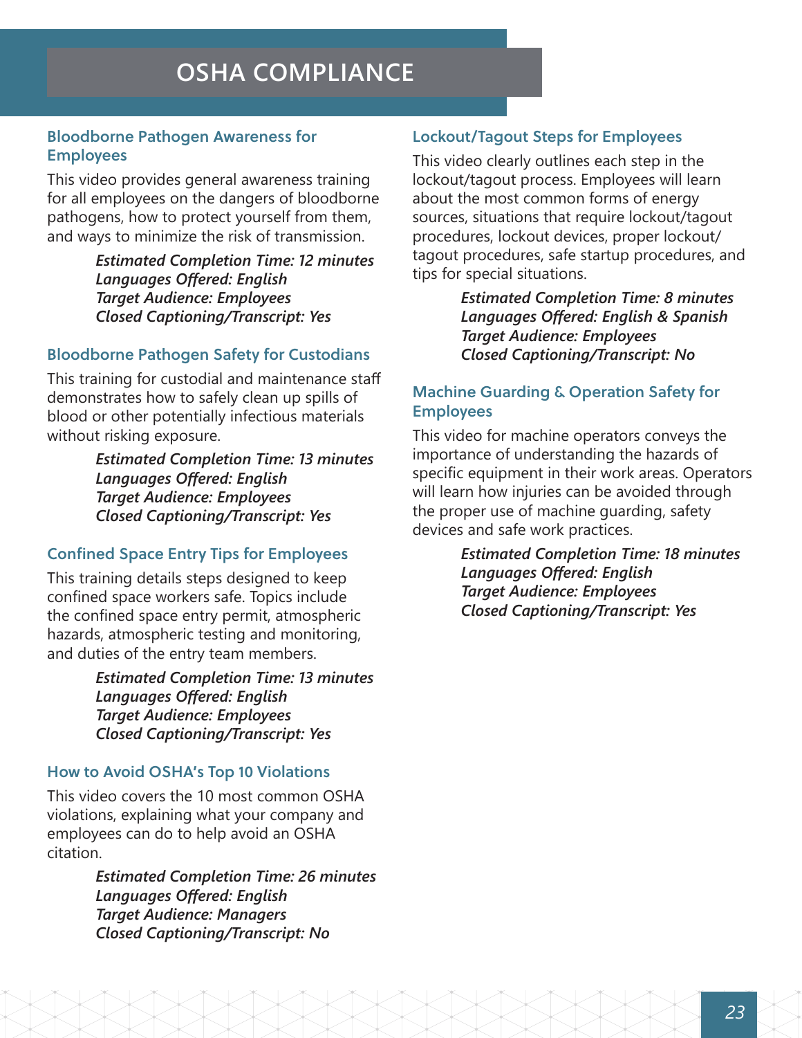# OSHA COMPLIANCE

## Bloodborne Pathogen Awareness for Employees

This video provides general awareness training for all employees on the dangers of bloodborne pathogens, how to protect yourself from them, and ways to minimize the risk of transmission.

***Estimated Completion Time: 12 minutes***
***Languages Offered: English***
***Target Audience: Employees***
***Closed Captioning/Transcript: Yes***

## Bloodborne Pathogen Safety for Custodians

This training for custodial and maintenance staff demonstrates how to safely clean up spills of blood or other potentially infectious materials without risking exposure.

***Estimated Completion Time: 13 minutes***
***Languages Offered: English***
***Target Audience: Employees***
***Closed Captioning/Transcript: Yes***

## Confined Space Entry Tips for Employees

This training details steps designed to keep confined space workers safe. Topics include the confined space entry permit, atmospheric hazards, atmospheric testing and monitoring, and duties of the entry team members.

***Estimated Completion Time: 13 minutes***
***Languages Offered: English***
***Target Audience: Employees***
***Closed Captioning/Transcript: Yes***

## How to Avoid OSHA's Top 10 Violations

This video covers the 10 most common OSHA violations, explaining what your company and employees can do to help avoid an OSHA citation.

***Estimated Completion Time: 26 minutes***
***Languages Offered: English***
***Target Audience: Managers***
***Closed Captioning/Transcript: No***

## Lockout/Tagout Steps for Employees

This video clearly outlines each step in the lockout/tagout process. Employees will learn about the most common forms of energy sources, situations that require lockout/tagout procedures, lockout devices, proper lockout/tagout procedures, safe startup procedures, and tips for special situations.

***Estimated Completion Time: 8 minutes***
***Languages Offered: English & Spanish***
***Target Audience: Employees***
***Closed Captioning/Transcript: No***

## Machine Guarding & Operation Safety for Employees

This video for machine operators conveys the importance of understanding the hazards of specific equipment in their work areas. Operators will learn how injuries can be avoided through the proper use of machine guarding, safety devices and safe work practices.

***Estimated Completion Time: 18 minutes***
***Languages Offered: English***
***Target Audience: Employees***
***Closed Captioning/Transcript: Yes***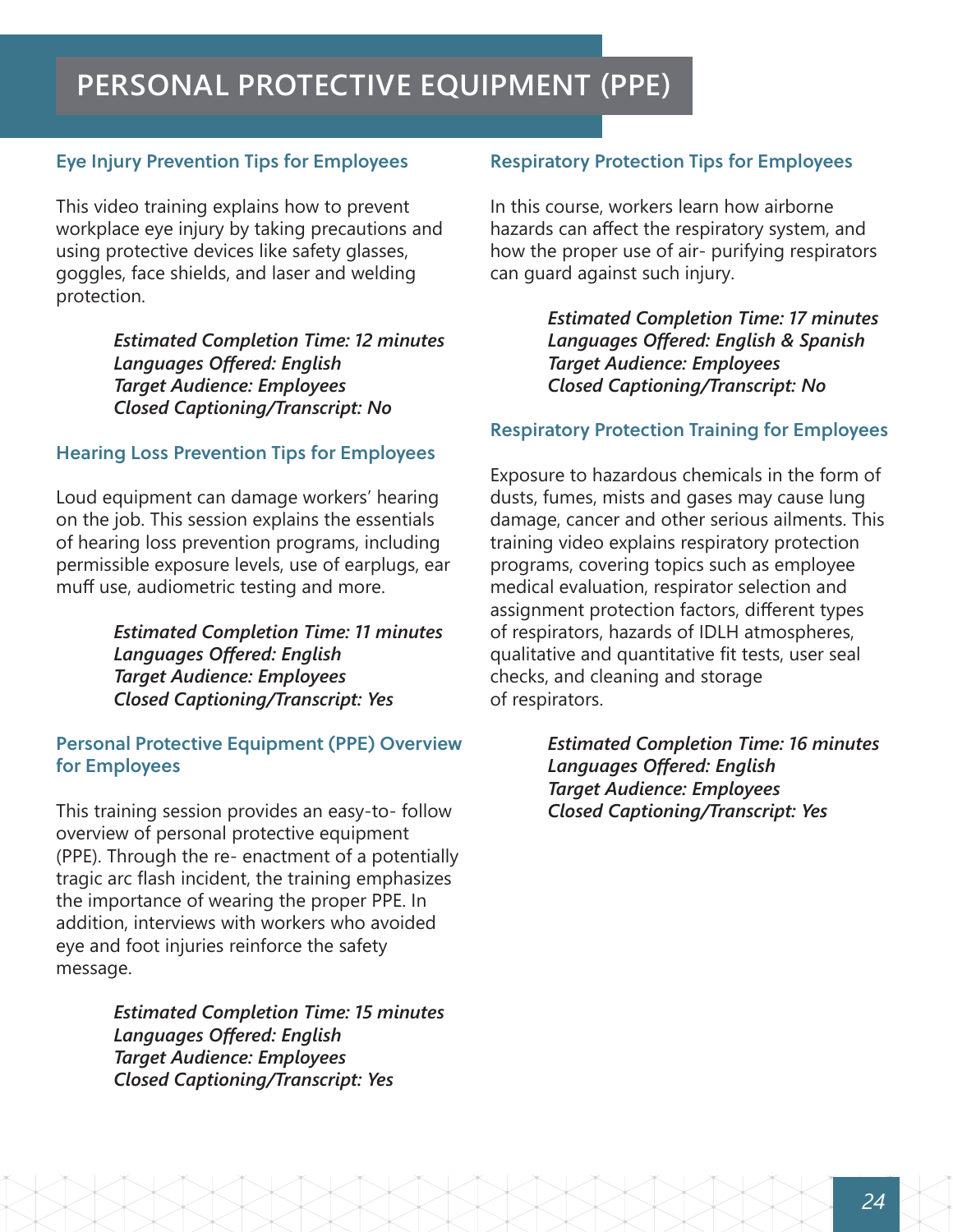# PERSONAL PROTECTIVE EQUIPMENT (PPE)

### Eye Injury Prevention Tips for Employees

This video training explains how to prevent workplace eye injury by taking precautions and using protective devices like safety glasses, goggles, face shields, and laser and welding protection.

***Estimated Completion Time: 12 minutes***
***Languages Offered: English***
***Target Audience: Employees***
***Closed Captioning/Transcript: No***

### Hearing Loss Prevention Tips for Employees

Loud equipment can damage workers' hearing on the job. This session explains the essentials of hearing loss prevention programs, including permissible exposure levels, use of earplugs, ear muff use, audiometric testing and more.

***Estimated Completion Time: 11 minutes***
***Languages Offered: English***
***Target Audience: Employees***
***Closed Captioning/Transcript: Yes***

### Personal Protective Equipment (PPE) Overview for Employees

This training session provides an easy-to- follow overview of personal protective equipment (PPE). Through the re- enactment of a potentially tragic arc flash incident, the training emphasizes the importance of wearing the proper PPE. In addition, interviews with workers who avoided eye and foot injuries reinforce the safety message.

***Estimated Completion Time: 15 minutes***
***Languages Offered: English***
***Target Audience: Employees***
***Closed Captioning/Transcript: Yes***

### Respiratory Protection Tips for Employees

In this course, workers learn how airborne hazards can affect the respiratory system, and how the proper use of air- purifying respirators can guard against such injury.

***Estimated Completion Time: 17 minutes***
***Languages Offered: English & Spanish***
***Target Audience: Employees***
***Closed Captioning/Transcript: No***

### Respiratory Protection Training for Employees

Exposure to hazardous chemicals in the form of dusts, fumes, mists and gases may cause lung damage, cancer and other serious ailments. This training video explains respiratory protection programs, covering topics such as employee medical evaluation, respirator selection and assignment protection factors, different types of respirators, hazards of IDLH atmospheres, qualitative and quantitative fit tests, user seal checks, and cleaning and storage of respirators.

***Estimated Completion Time: 16 minutes***
***Languages Offered: English***
***Target Audience: Employees***
***Closed Captioning/Transcript: Yes***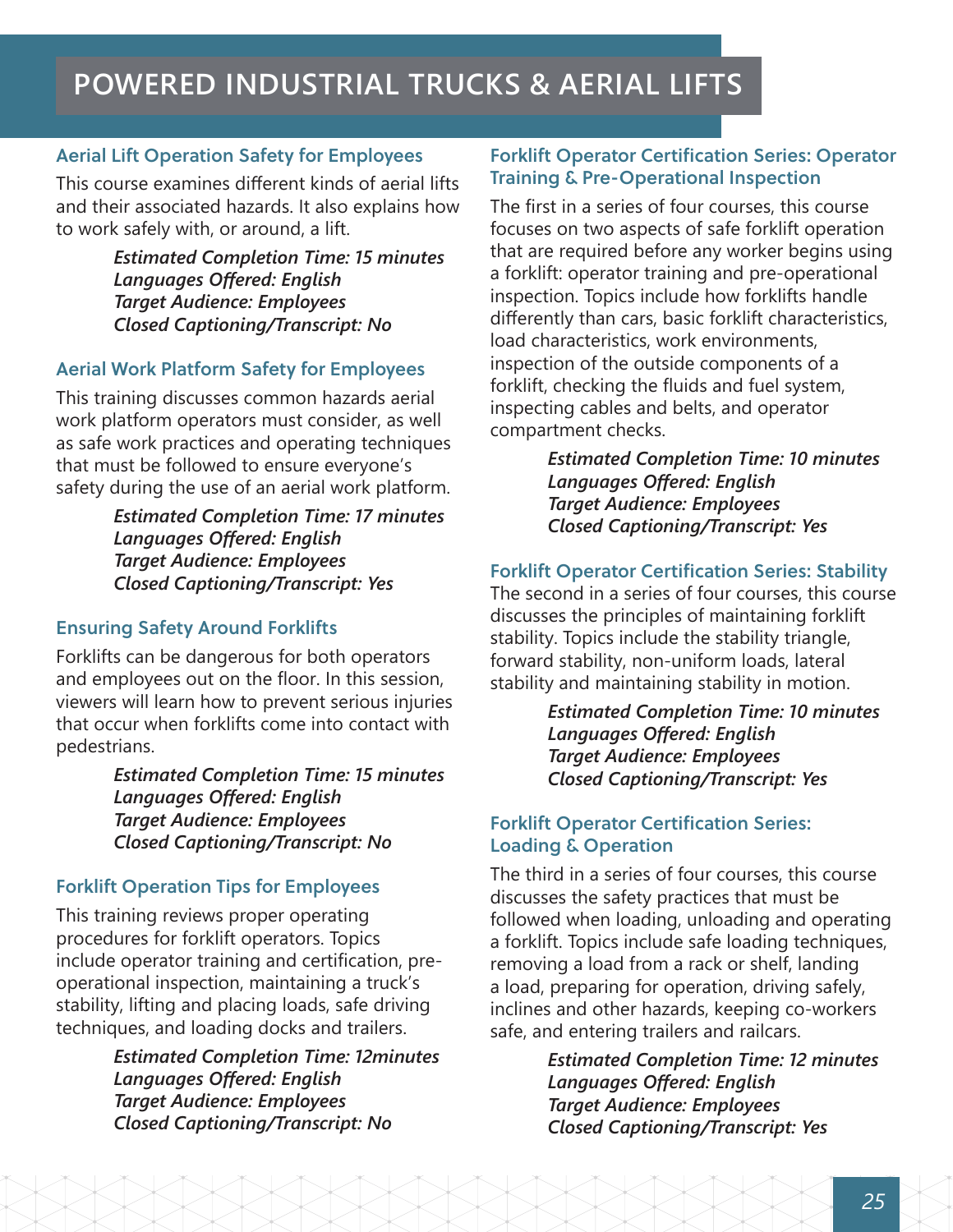# POWERED INDUSTRIAL TRUCKS & AERIAL LIFTS

## Aerial Lift Operation Safety for Employees

This course examines different kinds of aerial lifts and their associated hazards. It also explains how to work safely with, or around, a lift.

***Estimated Completion Time: 15 minutes***
***Languages Offered: English***
***Target Audience: Employees***
***Closed Captioning/Transcript: No***

## Aerial Work Platform Safety for Employees

This training discusses common hazards aerial work platform operators must consider, as well as safe work practices and operating techniques that must be followed to ensure everyone's safety during the use of an aerial work platform.

***Estimated Completion Time: 17 minutes***
***Languages Offered: English***
***Target Audience: Employees***
***Closed Captioning/Transcript: Yes***

## Ensuring Safety Around Forklifts

Forklifts can be dangerous for both operators and employees out on the floor. In this session, viewers will learn how to prevent serious injuries that occur when forklifts come into contact with pedestrians.

***Estimated Completion Time: 15 minutes***
***Languages Offered: English***
***Target Audience: Employees***
***Closed Captioning/Transcript: No***

## Forklift Operation Tips for Employees

This training reviews proper operating procedures for forklift operators. Topics include operator training and certification, pre-operational inspection, maintaining a truck's stability, lifting and placing loads, safe driving techniques, and loading docks and trailers.

***Estimated Completion Time: 12minutes***
***Languages Offered: English***
***Target Audience: Employees***
***Closed Captioning/Transcript: No***

## Forklift Operator Certification Series: Operator Training & Pre-Operational Inspection

The first in a series of four courses, this course focuses on two aspects of safe forklift operation that are required before any worker begins using a forklift: operator training and pre-operational inspection. Topics include how forklifts handle differently than cars, basic forklift characteristics, load characteristics, work environments, inspection of the outside components of a forklift, checking the fluids and fuel system, inspecting cables and belts, and operator compartment checks.

***Estimated Completion Time: 10 minutes***
***Languages Offered: English***
***Target Audience: Employees***
***Closed Captioning/Transcript: Yes***

## Forklift Operator Certification Series: Stability

The second in a series of four courses, this course discusses the principles of maintaining forklift stability. Topics include the stability triangle, forward stability, non-uniform loads, lateral stability and maintaining stability in motion.

***Estimated Completion Time: 10 minutes***
***Languages Offered: English***
***Target Audience: Employees***
***Closed Captioning/Transcript: Yes***

## Forklift Operator Certification Series: Loading & Operation

The third in a series of four courses, this course discusses the safety practices that must be followed when loading, unloading and operating a forklift. Topics include safe loading techniques, removing a load from a rack or shelf, landing a load, preparing for operation, driving safely, inclines and other hazards, keeping co-workers safe, and entering trailers and railcars.

***Estimated Completion Time: 12 minutes***
***Languages Offered: English***
***Target Audience: Employees***
***Closed Captioning/Transcript: Yes***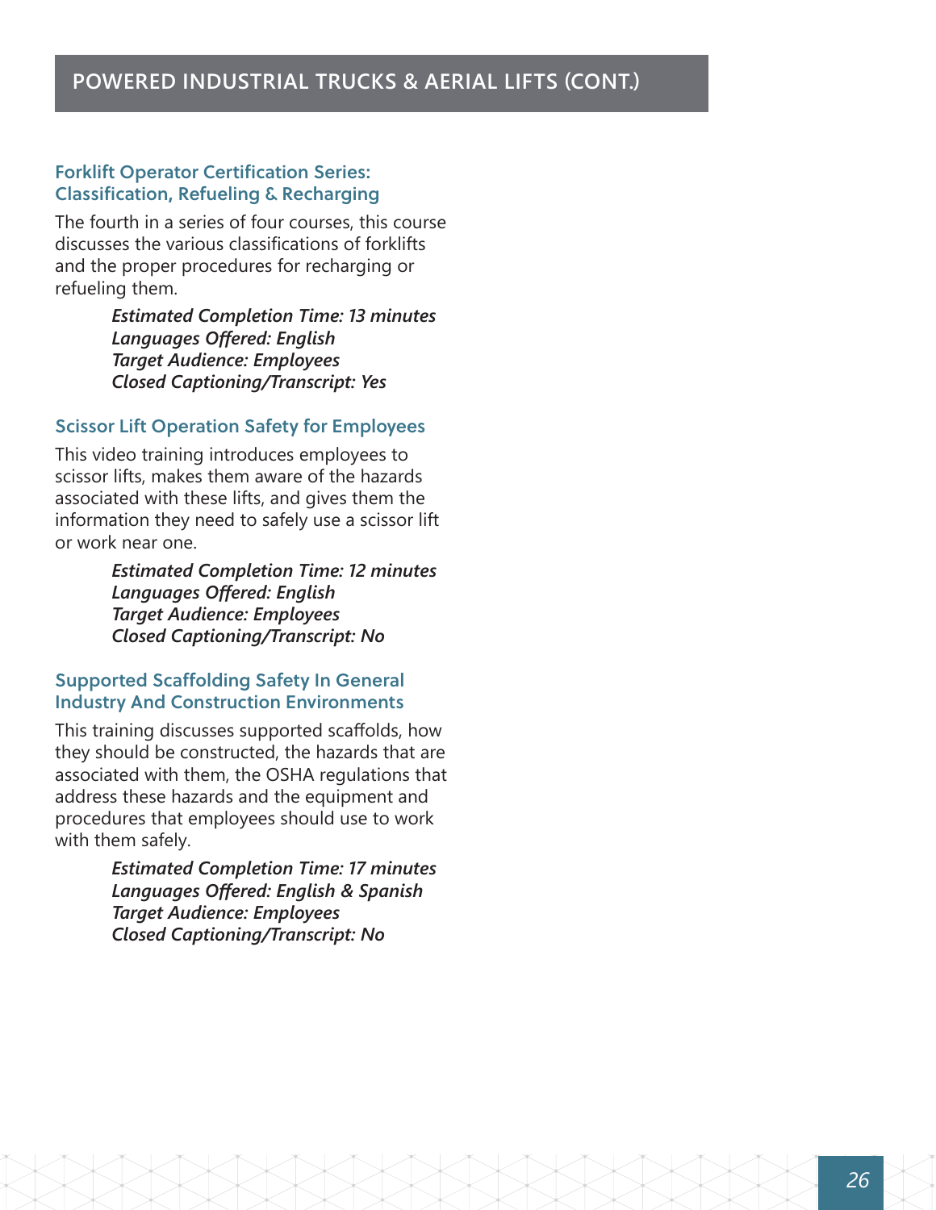# POWERED INDUSTRIAL TRUCKS & AERIAL LIFTS (CONT.)

## Forklift Operator Certification Series: Classification, Refueling & Recharging

The fourth in a series of four courses, this course discusses the various classifications of forklifts and the proper procedures for recharging or refueling them.

***Estimated Completion Time: 13 minutes***
***Languages Offered: English***
***Target Audience: Employees***
***Closed Captioning/Transcript: Yes***

## Scissor Lift Operation Safety for Employees

This video training introduces employees to scissor lifts, makes them aware of the hazards associated with these lifts, and gives them the information they need to safely use a scissor lift or work near one.

***Estimated Completion Time: 12 minutes***
***Languages Offered: English***
***Target Audience: Employees***
***Closed Captioning/Transcript: No***

## Supported Scaffolding Safety In General Industry And Construction Environments

This training discusses supported scaffolds, how they should be constructed, the hazards that are associated with them, the OSHA regulations that address these hazards and the equipment and procedures that employees should use to work with them safely.

***Estimated Completion Time: 17 minutes***
***Languages Offered: English & Spanish***
***Target Audience: Employees***
***Closed Captioning/Transcript: No***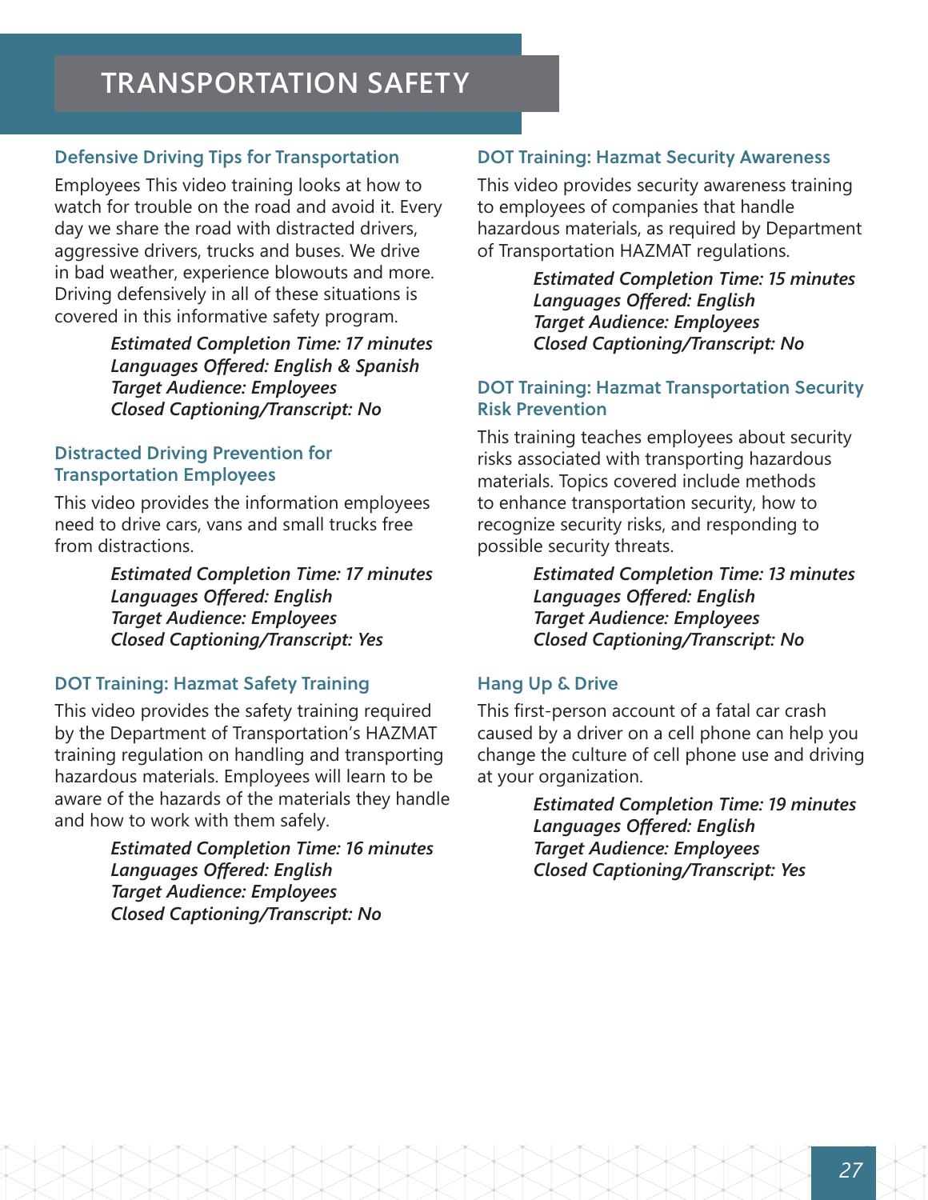# TRANSPORTATION SAFETY

### Defensive Driving Tips for Transportation

Employees This video training looks at how to watch for trouble on the road and avoid it. Every day we share the road with distracted drivers, aggressive drivers, trucks and buses. We drive in bad weather, experience blowouts and more. Driving defensively in all of these situations is covered in this informative safety program.

***Estimated Completion Time: 17 minutes***
***Languages Offered: English & Spanish***
***Target Audience: Employees***
***Closed Captioning/Transcript: No***

### Distracted Driving Prevention for Transportation Employees

This video provides the information employees need to drive cars, vans and small trucks free from distractions.

***Estimated Completion Time: 17 minutes***
***Languages Offered: English***
***Target Audience: Employees***
***Closed Captioning/Transcript: Yes***

### DOT Training: Hazmat Safety Training

This video provides the safety training required by the Department of Transportation's HAZMAT training regulation on handling and transporting hazardous materials. Employees will learn to be aware of the hazards of the materials they handle and how to work with them safely.

***Estimated Completion Time: 16 minutes***
***Languages Offered: English***
***Target Audience: Employees***
***Closed Captioning/Transcript: No***

### DOT Training: Hazmat Security Awareness

This video provides security awareness training to employees of companies that handle hazardous materials, as required by Department of Transportation HAZMAT regulations.

***Estimated Completion Time: 15 minutes***
***Languages Offered: English***
***Target Audience: Employees***
***Closed Captioning/Transcript: No***

### DOT Training: Hazmat Transportation Security Risk Prevention

This training teaches employees about security risks associated with transporting hazardous materials. Topics covered include methods to enhance transportation security, how to recognize security risks, and responding to possible security threats.

***Estimated Completion Time: 13 minutes***
***Languages Offered: English***
***Target Audience: Employees***
***Closed Captioning/Transcript: No***

### Hang Up & Drive

This first-person account of a fatal car crash caused by a driver on a cell phone can help you change the culture of cell phone use and driving at your organization.

***Estimated Completion Time: 19 minutes***
***Languages Offered: English***
***Target Audience: Employees***
***Closed Captioning/Transcript: Yes***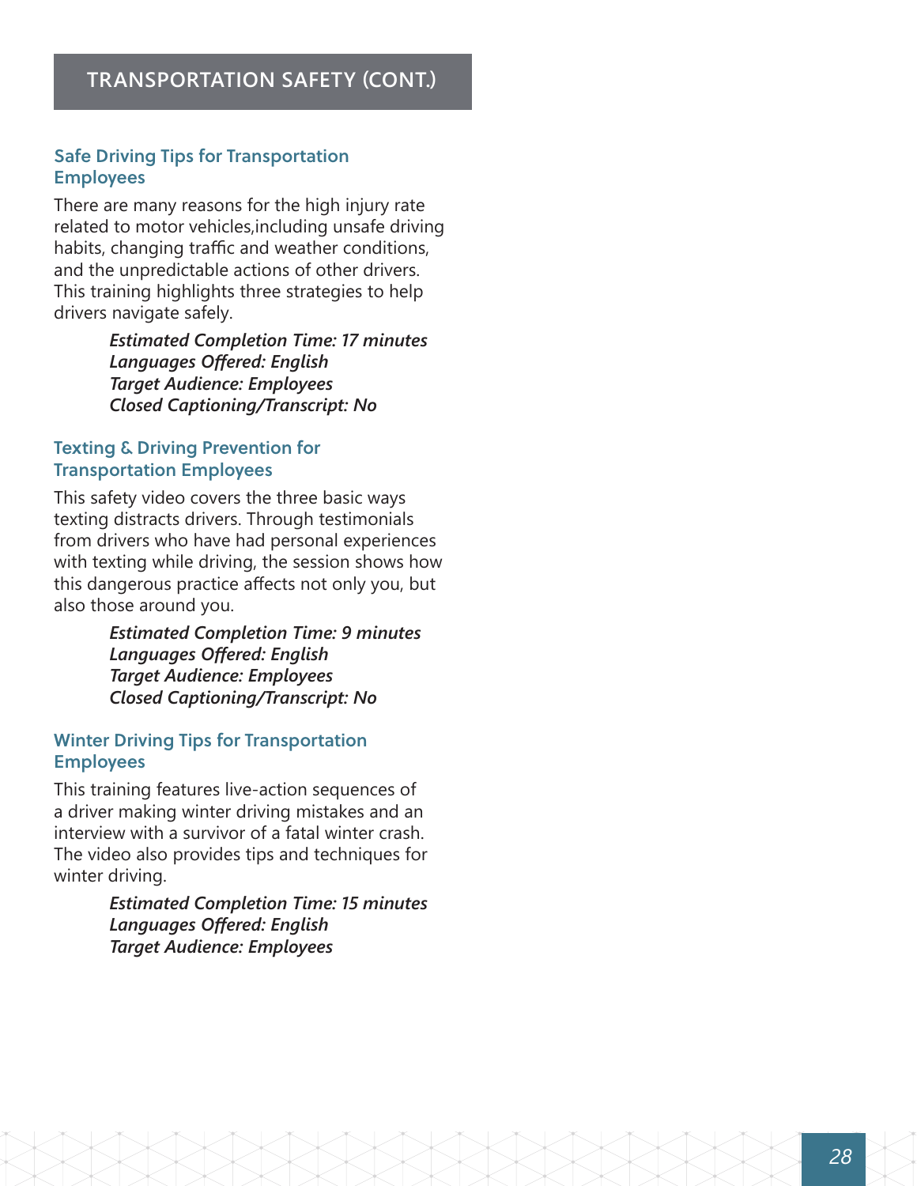## TRANSPORTATION SAFETY (CONT.)

### Safe Driving Tips for Transportation Employees

There are many reasons for the high injury rate related to motor vehicles,including unsafe driving habits, changing traffic and weather conditions, and the unpredictable actions of other drivers. This training highlights three strategies to help drivers navigate safely.

> ***Estimated Completion Time: 17 minutes***
> ***Languages Offered: English***
> ***Target Audience: Employees***
> ***Closed Captioning/Transcript: No***

### Texting & Driving Prevention for Transportation Employees

This safety video covers the three basic ways texting distracts drivers. Through testimonials from drivers who have had personal experiences with texting while driving, the session shows how this dangerous practice affects not only you, but also those around you.

> ***Estimated Completion Time: 9 minutes***
> ***Languages Offered: English***
> ***Target Audience: Employees***
> ***Closed Captioning/Transcript: No***

### Winter Driving Tips for Transportation Employees

This training features live-action sequences of a driver making winter driving mistakes and an interview with a survivor of a fatal winter crash. The video also provides tips and techniques for winter driving.

> ***Estimated Completion Time: 15 minutes***
> ***Languages Offered: English***
> ***Target Audience: Employees***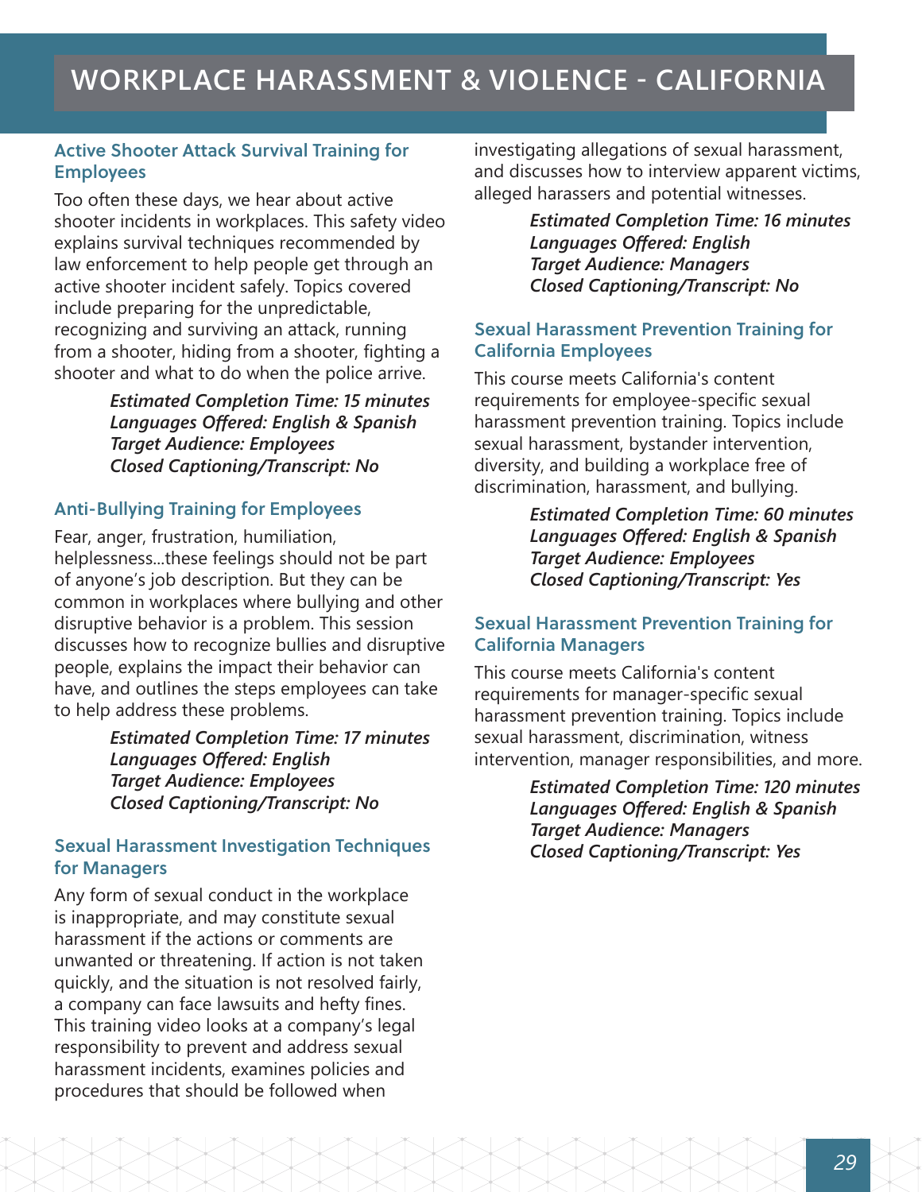# WORKPLACE HARASSMENT & VIOLENCE - CALIFORNIA

## Active Shooter Attack Survival Training for Employees

Too often these days, we hear about active shooter incidents in workplaces. This safety video explains survival techniques recommended by law enforcement to help people get through an active shooter incident safely. Topics covered include preparing for the unpredictable, recognizing and surviving an attack, running from a shooter, hiding from a shooter, fighting a shooter and what to do when the police arrive.

***Estimated Completion Time: 15 minutes***
***Languages Offered: English & Spanish***
***Target Audience: Employees***
***Closed Captioning/Transcript: No***

## Anti-Bullying Training for Employees

Fear, anger, frustration, humiliation, helplessness...these feelings should not be part of anyone's job description. But they can be common in workplaces where bullying and other disruptive behavior is a problem. This session discusses how to recognize bullies and disruptive people, explains the impact their behavior can have, and outlines the steps employees can take to help address these problems.

***Estimated Completion Time: 17 minutes***
***Languages Offered: English***
***Target Audience: Employees***
***Closed Captioning/Transcript: No***

## Sexual Harassment Investigation Techniques for Managers

Any form of sexual conduct in the workplace is inappropriate, and may constitute sexual harassment if the actions or comments are unwanted or threatening. If action is not taken quickly, and the situation is not resolved fairly, a company can face lawsuits and hefty fines. This training video looks at a company's legal responsibility to prevent and address sexual harassment incidents, examines policies and procedures that should be followed when investigating allegations of sexual harassment, and discusses how to interview apparent victims, alleged harassers and potential witnesses.

***Estimated Completion Time: 16 minutes***
***Languages Offered: English***
***Target Audience: Managers***
***Closed Captioning/Transcript: No***

## Sexual Harassment Prevention Training for California Employees

This course meets California's content requirements for employee-specific sexual harassment prevention training. Topics include sexual harassment, bystander intervention, diversity, and building a workplace free of discrimination, harassment, and bullying.

***Estimated Completion Time: 60 minutes***
***Languages Offered: English & Spanish***
***Target Audience: Employees***
***Closed Captioning/Transcript: Yes***

## Sexual Harassment Prevention Training for California Managers

This course meets California's content requirements for manager-specific sexual harassment prevention training. Topics include sexual harassment, discrimination, witness intervention, manager responsibilities, and more.

***Estimated Completion Time: 120 minutes***
***Languages Offered: English & Spanish***
***Target Audience: Managers***
***Closed Captioning/Transcript: Yes***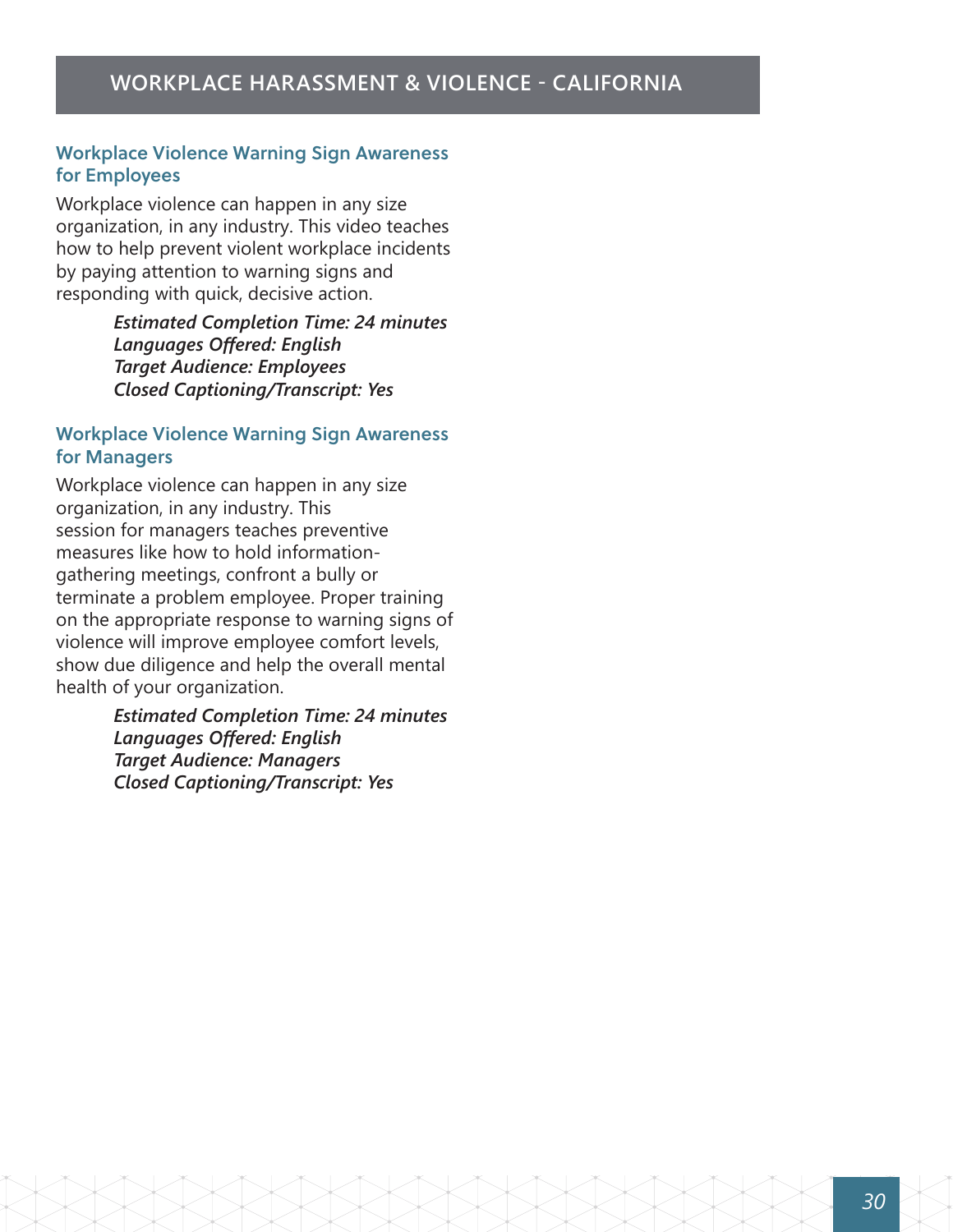# WORKPLACE HARASSMENT & VIOLENCE - CALIFORNIA

## Workplace Violence Warning Sign Awareness for Employees

Workplace violence can happen in any size organization, in any industry. This video teaches how to help prevent violent workplace incidents by paying attention to warning signs and responding with quick, decisive action.

> ***Estimated Completion Time: 24 minutes***
> ***Languages Offered: English***
> ***Target Audience: Employees***
> ***Closed Captioning/Transcript: Yes***

## Workplace Violence Warning Sign Awareness for Managers

Workplace violence can happen in any size organization, in any industry. This session for managers teaches preventive measures like how to hold information-gathering meetings, confront a bully or terminate a problem employee. Proper training on the appropriate response to warning signs of violence will improve employee comfort levels, show due diligence and help the overall mental health of your organization.

> ***Estimated Completion Time: 24 minutes***
> ***Languages Offered: English***
> ***Target Audience: Managers***
> ***Closed Captioning/Transcript: Yes***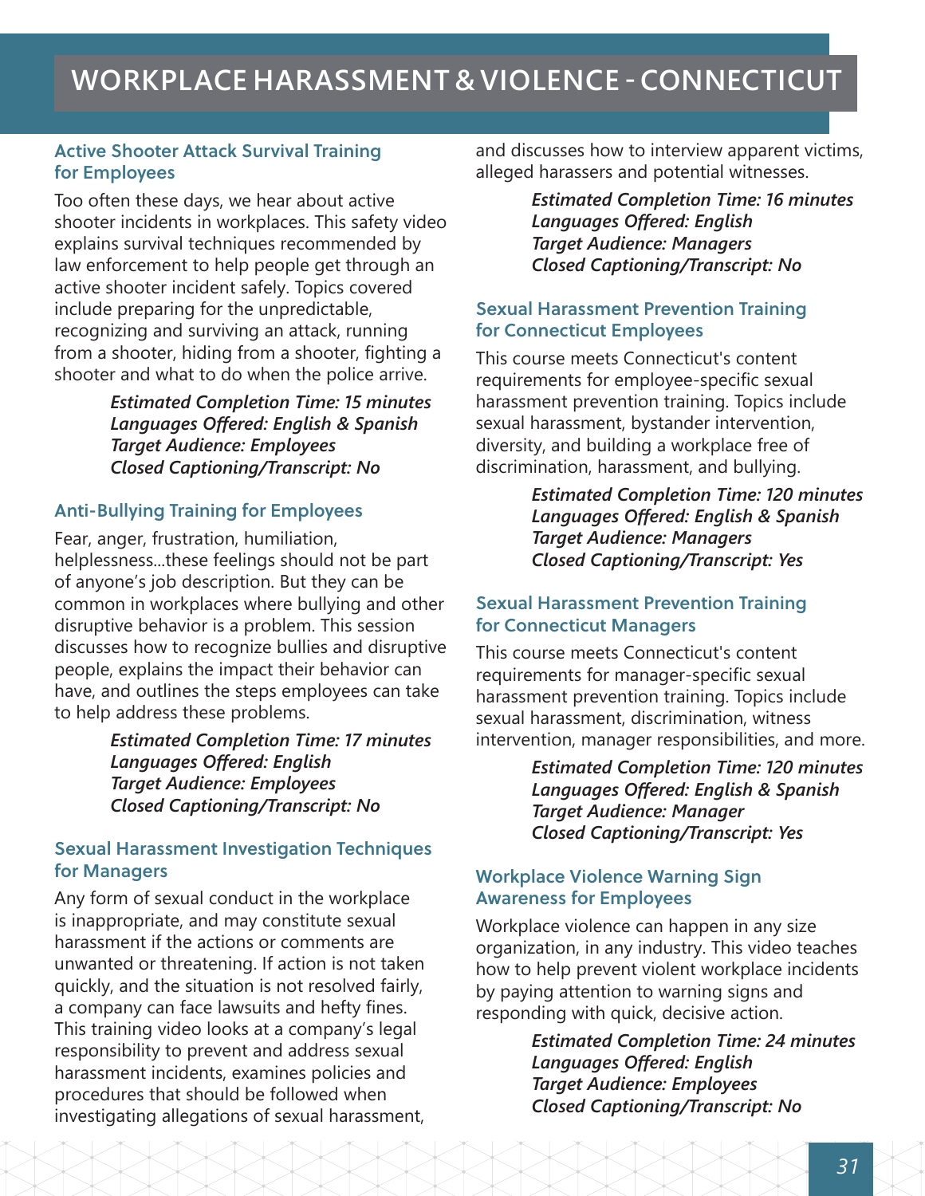# WORKPLACE HARASSMENT & VIOLENCE - CONNECTICUT

## Active Shooter Attack Survival Training for Employees

Too often these days, we hear about active shooter incidents in workplaces. This safety video explains survival techniques recommended by law enforcement to help people get through an active shooter incident safely. Topics covered include preparing for the unpredictable, recognizing and surviving an attack, running from a shooter, hiding from a shooter, fighting a shooter and what to do when the police arrive.

***Estimated Completion Time: 15 minutes***
***Languages Offered: English & Spanish***
***Target Audience: Employees***
***Closed Captioning/Transcript: No***

## Anti-Bullying Training for Employees

Fear, anger, frustration, humiliation, helplessness...these feelings should not be part of anyone's job description. But they can be common in workplaces where bullying and other disruptive behavior is a problem. This session discusses how to recognize bullies and disruptive people, explains the impact their behavior can have, and outlines the steps employees can take to help address these problems.

***Estimated Completion Time: 17 minutes***
***Languages Offered: English***
***Target Audience: Employees***
***Closed Captioning/Transcript: No***

## Sexual Harassment Investigation Techniques for Managers

Any form of sexual conduct in the workplace is inappropriate, and may constitute sexual harassment if the actions or comments are unwanted or threatening. If action is not taken quickly, and the situation is not resolved fairly, a company can face lawsuits and hefty fines. This training video looks at a company's legal responsibility to prevent and address sexual harassment incidents, examines policies and procedures that should be followed when investigating allegations of sexual harassment, and discusses how to interview apparent victims, alleged harassers and potential witnesses.

***Estimated Completion Time: 16 minutes***
***Languages Offered: English***
***Target Audience: Managers***
***Closed Captioning/Transcript: No***

## Sexual Harassment Prevention Training for Connecticut Employees

This course meets Connecticut's content requirements for employee-specific sexual harassment prevention training. Topics include sexual harassment, bystander intervention, diversity, and building a workplace free of discrimination, harassment, and bullying.

***Estimated Completion Time: 120 minutes***
***Languages Offered: English & Spanish***
***Target Audience: Managers***
***Closed Captioning/Transcript: Yes***

## Sexual Harassment Prevention Training for Connecticut Managers

This course meets Connecticut's content requirements for manager-specific sexual harassment prevention training. Topics include sexual harassment, discrimination, witness intervention, manager responsibilities, and more.

***Estimated Completion Time: 120 minutes***
***Languages Offered: English & Spanish***
***Target Audience: Manager***
***Closed Captioning/Transcript: Yes***

## Workplace Violence Warning Sign Awareness for Employees

Workplace violence can happen in any size organization, in any industry. This video teaches how to help prevent violent workplace incidents by paying attention to warning signs and responding with quick, decisive action.

***Estimated Completion Time: 24 minutes***
***Languages Offered: English***
***Target Audience: Employees***
***Closed Captioning/Transcript: No***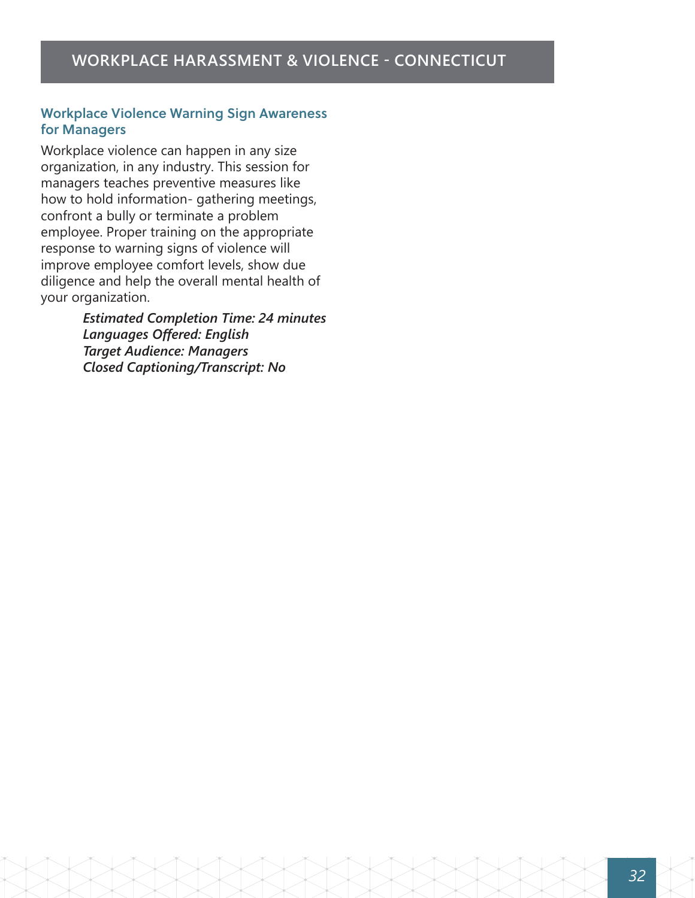# WORKPLACE HARASSMENT & VIOLENCE - CONNECTICUT

## Workplace Violence Warning Sign Awareness for Managers

Workplace violence can happen in any size organization, in any industry. This session for managers teaches preventive measures like how to hold information- gathering meetings, confront a bully or terminate a problem employee. Proper training on the appropriate response to warning signs of violence will improve employee comfort levels, show due diligence and help the overall mental health of your organization.

***Estimated Completion Time: 24 minutes***
***Languages Offered: English***
***Target Audience: Managers***
***Closed Captioning/Transcript: No***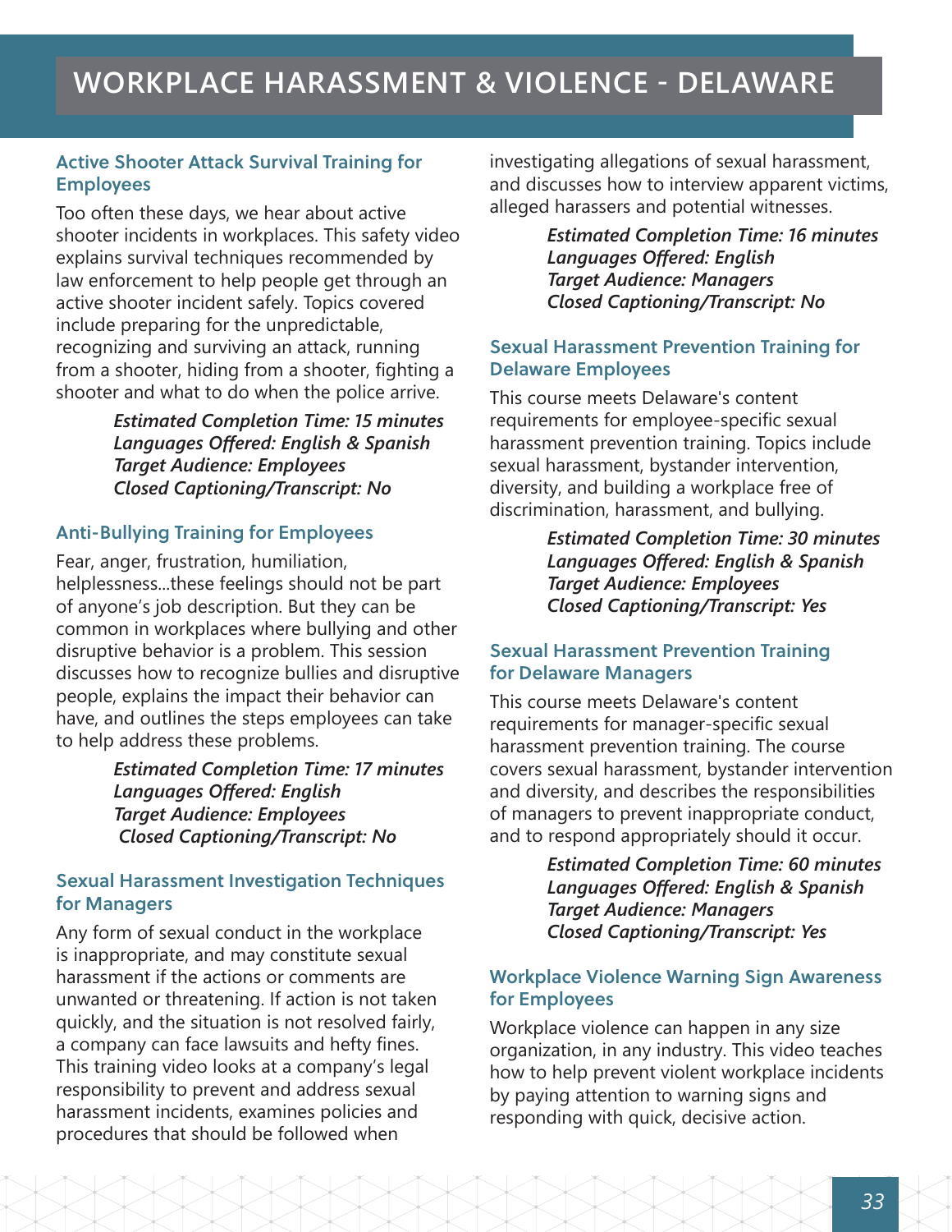# WORKPLACE HARASSMENT & VIOLENCE - DELAWARE

### Active Shooter Attack Survival Training for Employees

Too often these days, we hear about active shooter incidents in workplaces. This safety video explains survival techniques recommended by law enforcement to help people get through an active shooter incident safely. Topics covered include preparing for the unpredictable, recognizing and surviving an attack, running from a shooter, hiding from a shooter, fighting a shooter and what to do when the police arrive.

***Estimated Completion Time: 15 minutes***
***Languages Offered: English & Spanish***
***Target Audience: Employees***
***Closed Captioning/Transcript: No***

### Anti-Bullying Training for Employees

Fear, anger, frustration, humiliation, helplessness...these feelings should not be part of anyone's job description. But they can be common in workplaces where bullying and other disruptive behavior is a problem. This session discusses how to recognize bullies and disruptive people, explains the impact their behavior can have, and outlines the steps employees can take to help address these problems.

***Estimated Completion Time: 17 minutes***
***Languages Offered: English***
***Target Audience: Employees***
***Closed Captioning/Transcript: No***

### Sexual Harassment Investigation Techniques for Managers

Any form of sexual conduct in the workplace is inappropriate, and may constitute sexual harassment if the actions or comments are unwanted or threatening. If action is not taken quickly, and the situation is not resolved fairly, a company can face lawsuits and hefty fines. This training video looks at a company's legal responsibility to prevent and address sexual harassment incidents, examines policies and procedures that should be followed when investigating allegations of sexual harassment, and discusses how to interview apparent victims, alleged harassers and potential witnesses.

***Estimated Completion Time: 16 minutes***
***Languages Offered: English***
***Target Audience: Managers***
***Closed Captioning/Transcript: No***

### Sexual Harassment Prevention Training for Delaware Employees

This course meets Delaware's content requirements for employee-specific sexual harassment prevention training. Topics include sexual harassment, bystander intervention, diversity, and building a workplace free of discrimination, harassment, and bullying.

***Estimated Completion Time: 30 minutes***
***Languages Offered: English & Spanish***
***Target Audience: Employees***
***Closed Captioning/Transcript: Yes***

### Sexual Harassment Prevention Training for Delaware Managers

This course meets Delaware's content requirements for manager-specific sexual harassment prevention training. The course covers sexual harassment, bystander intervention and diversity, and describes the responsibilities of managers to prevent inappropriate conduct, and to respond appropriately should it occur.

***Estimated Completion Time: 60 minutes***
***Languages Offered: English & Spanish***
***Target Audience: Managers***
***Closed Captioning/Transcript: Yes***

### Workplace Violence Warning Sign Awareness for Employees

Workplace violence can happen in any size organization, in any industry. This video teaches how to help prevent violent workplace incidents by paying attention to warning signs and responding with quick, decisive action.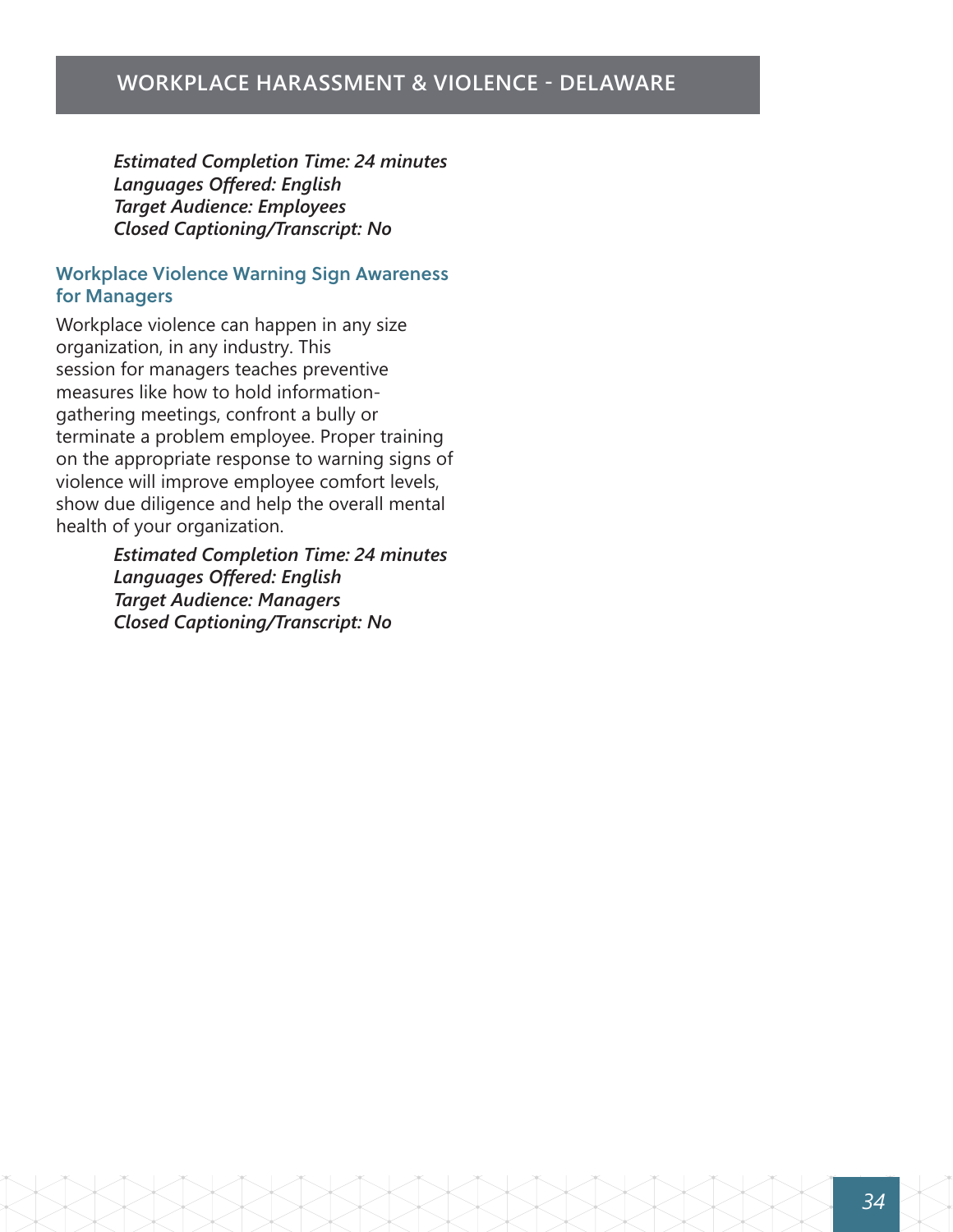*Estimated Completion Time: 24 minutes*
*Languages Offered: English*
*Target Audience: Employees*
*Closed Captioning/Transcript: No*

### Workplace Violence Warning Sign Awareness for Managers

Workplace violence can happen in any size organization, in any industry. This session for managers teaches preventive measures like how to hold information-gathering meetings, confront a bully or terminate a problem employee. Proper training on the appropriate response to warning signs of violence will improve employee comfort levels, show due diligence and help the overall mental health of your organization.

*Estimated Completion Time: 24 minutes*
*Languages Offered: English*
*Target Audience: Managers*
*Closed Captioning/Transcript: No*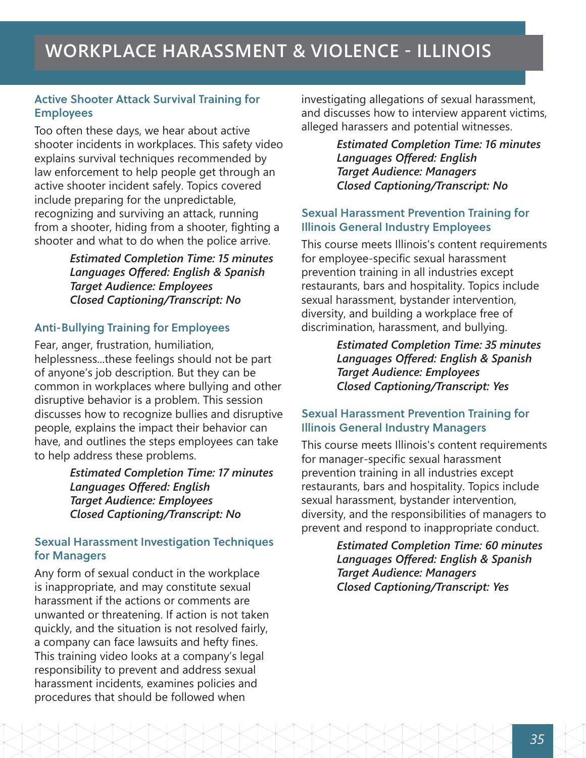# WORKPLACE HARASSMENT & VIOLENCE - ILLINOIS

### Active Shooter Attack Survival Training for Employees

Too often these days, we hear about active shooter incidents in workplaces. This safety video explains survival techniques recommended by law enforcement to help people get through an active shooter incident safely. Topics covered include preparing for the unpredictable, recognizing and surviving an attack, running from a shooter, hiding from a shooter, fighting a shooter and what to do when the police arrive.

***Estimated Completion Time: 15 minutes***
***Languages Offered: English & Spanish***
***Target Audience: Employees***
***Closed Captioning/Transcript: No***

### Anti-Bullying Training for Employees

Fear, anger, frustration, humiliation, helplessness...these feelings should not be part of anyone's job description. But they can be common in workplaces where bullying and other disruptive behavior is a problem. This session discusses how to recognize bullies and disruptive people, explains the impact their behavior can have, and outlines the steps employees can take to help address these problems.

***Estimated Completion Time: 17 minutes***
***Languages Offered: English***
***Target Audience: Employees***
***Closed Captioning/Transcript: No***

### Sexual Harassment Investigation Techniques for Managers

Any form of sexual conduct in the workplace is inappropriate, and may constitute sexual harassment if the actions or comments are unwanted or threatening. If action is not taken quickly, and the situation is not resolved fairly, a company can face lawsuits and hefty fines. This training video looks at a company's legal responsibility to prevent and address sexual harassment incidents, examines policies and procedures that should be followed when investigating allegations of sexual harassment, and discusses how to interview apparent victims, alleged harassers and potential witnesses.

***Estimated Completion Time: 16 minutes***
***Languages Offered: English***
***Target Audience: Managers***
***Closed Captioning/Transcript: No***

### Sexual Harassment Prevention Training for Illinois General Industry Employees

This course meets Illinois's content requirements for employee-specific sexual harassment prevention training in all industries except restaurants, bars and hospitality. Topics include sexual harassment, bystander intervention, diversity, and building a workplace free of discrimination, harassment, and bullying.

***Estimated Completion Time: 35 minutes***
***Languages Offered: English & Spanish***
***Target Audience: Employees***
***Closed Captioning/Transcript: Yes***

### Sexual Harassment Prevention Training for Illinois General Industry Managers

This course meets Illinois's content requirements for manager-specific sexual harassment prevention training in all industries except restaurants, bars and hospitality. Topics include sexual harassment, bystander intervention, diversity, and the responsibilities of managers to prevent and respond to inappropriate conduct.

***Estimated Completion Time: 60 minutes***
***Languages Offered: English & Spanish***
***Target Audience: Managers***
***Closed Captioning/Transcript: Yes***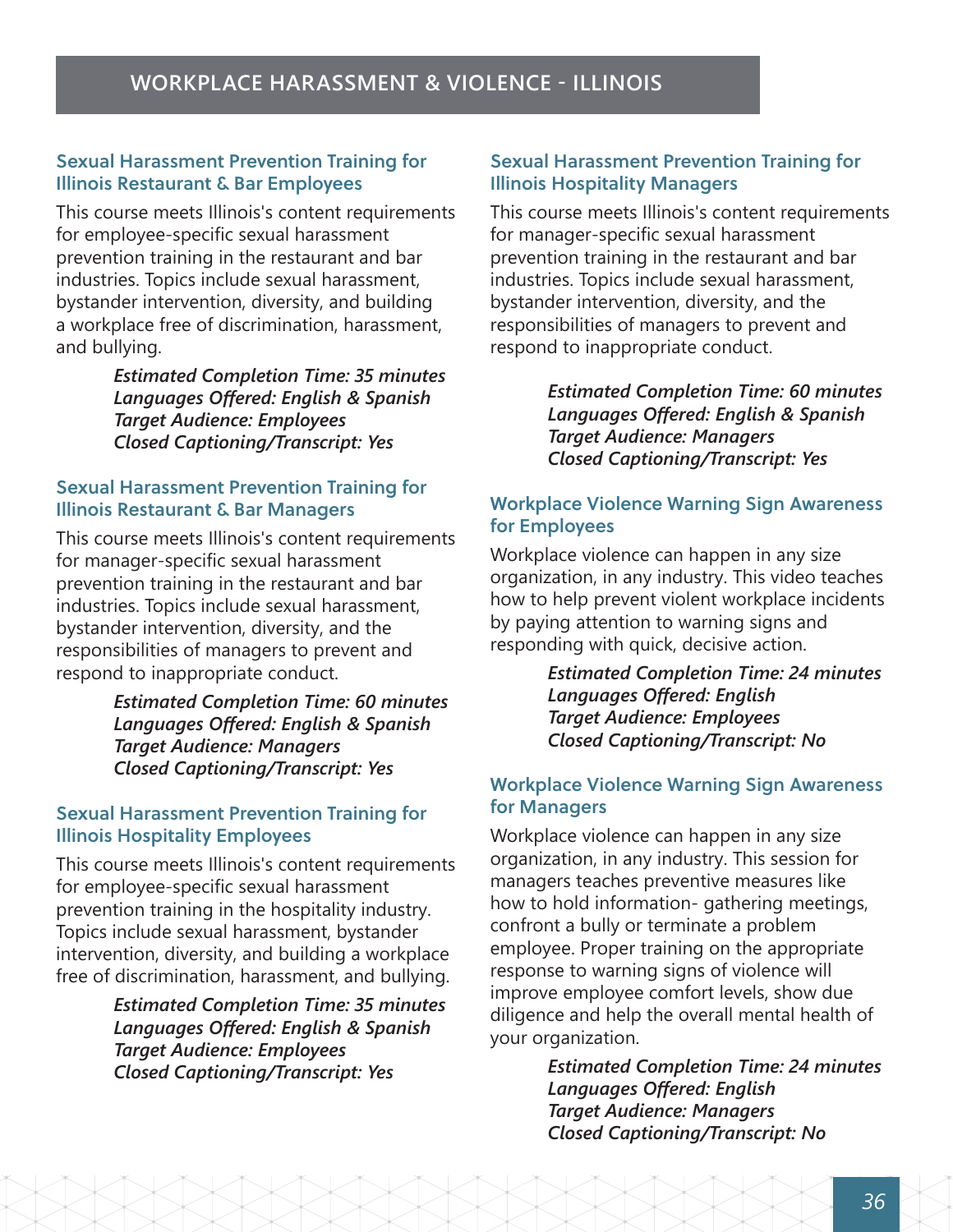# WORKPLACE HARASSMENT & VIOLENCE - ILLINOIS

### Sexual Harassment Prevention Training for Illinois Restaurant & Bar Employees

This course meets Illinois's content requirements for employee-specific sexual harassment prevention training in the restaurant and bar industries. Topics include sexual harassment, bystander intervention, diversity, and building a workplace free of discrimination, harassment, and bullying.

*Estimated Completion Time: 35 minutes*
*Languages Offered: English & Spanish*
*Target Audience: Employees*
*Closed Captioning/Transcript: Yes*

### Sexual Harassment Prevention Training for Illinois Restaurant & Bar Managers

This course meets Illinois's content requirements for manager-specific sexual harassment prevention training in the restaurant and bar industries. Topics include sexual harassment, bystander intervention, diversity, and the responsibilities of managers to prevent and respond to inappropriate conduct.

*Estimated Completion Time: 60 minutes*
*Languages Offered: English & Spanish*
*Target Audience: Managers*
*Closed Captioning/Transcript: Yes*

### Sexual Harassment Prevention Training for Illinois Hospitality Employees

This course meets Illinois's content requirements for employee-specific sexual harassment prevention training in the hospitality industry. Topics include sexual harassment, bystander intervention, diversity, and building a workplace free of discrimination, harassment, and bullying.

*Estimated Completion Time: 35 minutes*
*Languages Offered: English & Spanish*
*Target Audience: Employees*
*Closed Captioning/Transcript: Yes*

### Sexual Harassment Prevention Training for Illinois Hospitality Managers

This course meets Illinois's content requirements for manager-specific sexual harassment prevention training in the restaurant and bar industries. Topics include sexual harassment, bystander intervention, diversity, and the responsibilities of managers to prevent and respond to inappropriate conduct.

*Estimated Completion Time: 60 minutes*
*Languages Offered: English & Spanish*
*Target Audience: Managers*
*Closed Captioning/Transcript: Yes*

### Workplace Violence Warning Sign Awareness for Employees

Workplace violence can happen in any size organization, in any industry. This video teaches how to help prevent violent workplace incidents by paying attention to warning signs and responding with quick, decisive action.

*Estimated Completion Time: 24 minutes*
*Languages Offered: English*
*Target Audience: Employees*
*Closed Captioning/Transcript: No*

### Workplace Violence Warning Sign Awareness for Managers

Workplace violence can happen in any size organization, in any industry. This session for managers teaches preventive measures like how to hold information- gathering meetings, confront a bully or terminate a problem employee. Proper training on the appropriate response to warning signs of violence will improve employee comfort levels, show due diligence and help the overall mental health of your organization.

*Estimated Completion Time: 24 minutes*
*Languages Offered: English*
*Target Audience: Managers*
*Closed Captioning/Transcript: No*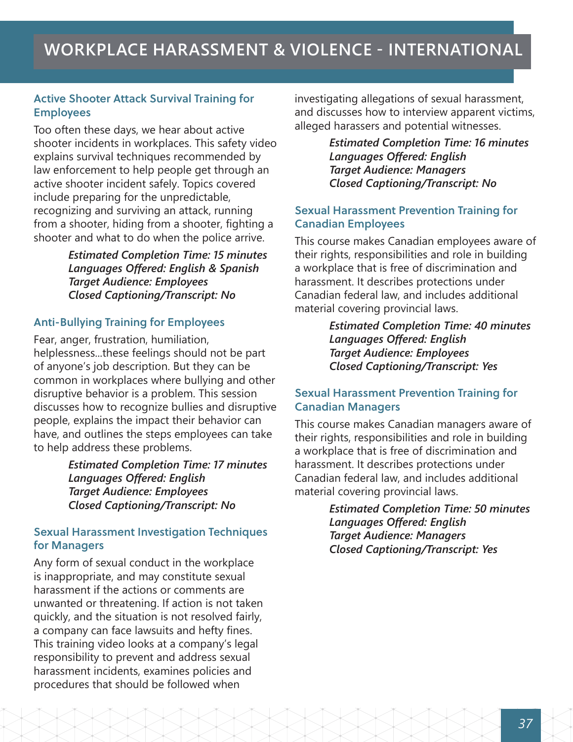# WORKPLACE HARASSMENT & VIOLENCE - INTERNATIONAL

### Active Shooter Attack Survival Training for Employees

Too often these days, we hear about active shooter incidents in workplaces. This safety video explains survival techniques recommended by law enforcement to help people get through an active shooter incident safely. Topics covered include preparing for the unpredictable, recognizing and surviving an attack, running from a shooter, hiding from a shooter, fighting a shooter and what to do when the police arrive.

***Estimated Completion Time: 15 minutes***
***Languages Offered: English & Spanish***
***Target Audience: Employees***
***Closed Captioning/Transcript: No***

### Anti-Bullying Training for Employees

Fear, anger, frustration, humiliation, helplessness...these feelings should not be part of anyone's job description. But they can be common in workplaces where bullying and other disruptive behavior is a problem. This session discusses how to recognize bullies and disruptive people, explains the impact their behavior can have, and outlines the steps employees can take to help address these problems.

***Estimated Completion Time: 17 minutes***
***Languages Offered: English***
***Target Audience: Employees***
***Closed Captioning/Transcript: No***

### Sexual Harassment Investigation Techniques for Managers

Any form of sexual conduct in the workplace is inappropriate, and may constitute sexual harassment if the actions or comments are unwanted or threatening. If action is not taken quickly, and the situation is not resolved fairly, a company can face lawsuits and hefty fines. This training video looks at a company's legal responsibility to prevent and address sexual harassment incidents, examines policies and procedures that should be followed when investigating allegations of sexual harassment, and discusses how to interview apparent victims, alleged harassers and potential witnesses.

***Estimated Completion Time: 16 minutes***
***Languages Offered: English***
***Target Audience: Managers***
***Closed Captioning/Transcript: No***

### Sexual Harassment Prevention Training for Canadian Employees

This course makes Canadian employees aware of their rights, responsibilities and role in building a workplace that is free of discrimination and harassment. It describes protections under Canadian federal law, and includes additional material covering provincial laws.

***Estimated Completion Time: 40 minutes***
***Languages Offered: English***
***Target Audience: Employees***
***Closed Captioning/Transcript: Yes***

### Sexual Harassment Prevention Training for Canadian Managers

This course makes Canadian managers aware of their rights, responsibilities and role in building a workplace that is free of discrimination and harassment. It describes protections under Canadian federal law, and includes additional material covering provincial laws.

***Estimated Completion Time: 50 minutes***
***Languages Offered: English***
***Target Audience: Managers***
***Closed Captioning/Transcript: Yes***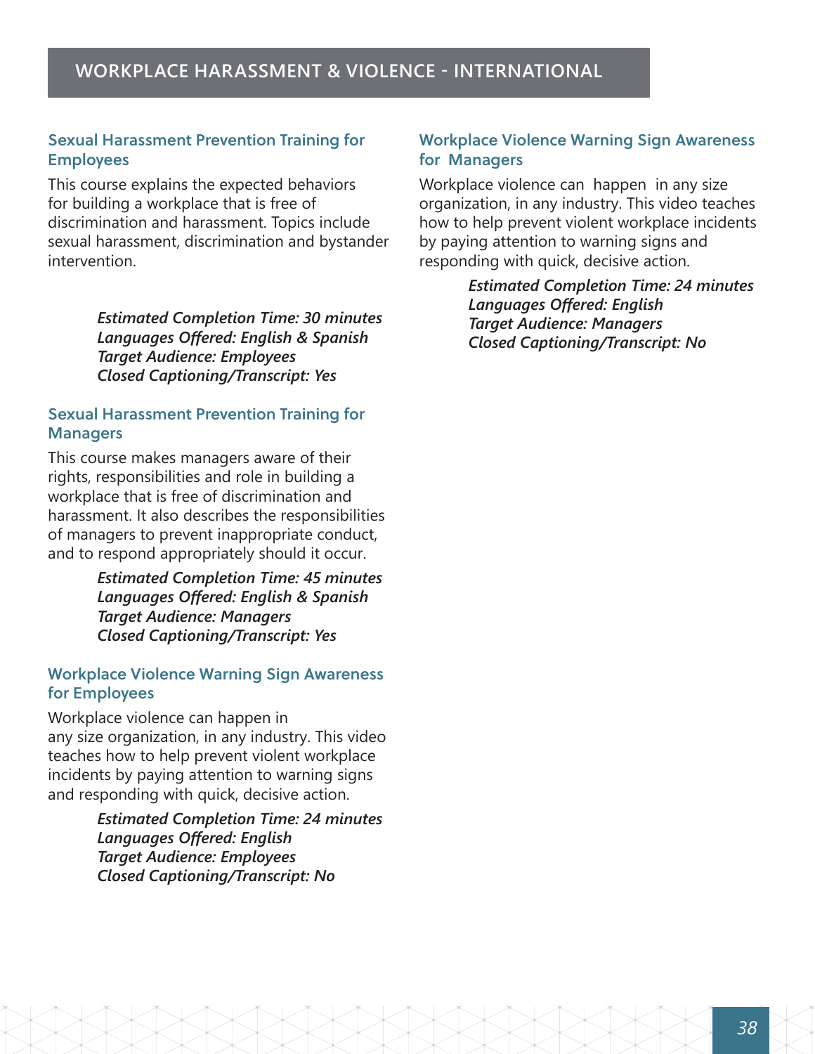# WORKPLACE HARASSMENT & VIOLENCE - INTERNATIONAL

## Sexual Harassment Prevention Training for Employees

This course explains the expected behaviors for building a workplace that is free of discrimination and harassment. Topics include sexual harassment, discrimination and bystander intervention.

*Estimated Completion Time: 30 minutes*
*Languages Offered: English & Spanish*
*Target Audience: Employees*
*Closed Captioning/Transcript: Yes*

## Sexual Harassment Prevention Training for Managers

This course makes managers aware of their rights, responsibilities and role in building a workplace that is free of discrimination and harassment. It also describes the responsibilities of managers to prevent inappropriate conduct, and to respond appropriately should it occur.

*Estimated Completion Time: 45 minutes*
*Languages Offered: English & Spanish*
*Target Audience: Managers*
*Closed Captioning/Transcript: Yes*

## Workplace Violence Warning Sign Awareness for Employees

Workplace violence can happen in any size organization, in any industry. This video teaches how to help prevent violent workplace incidents by paying attention to warning signs and responding with quick, decisive action.

*Estimated Completion Time: 24 minutes*
*Languages Offered: English*
*Target Audience: Employees*
*Closed Captioning/Transcript: No*

## Workplace Violence Warning Sign Awareness for Managers

Workplace violence can happen in any size organization, in any industry. This video teaches how to help prevent violent workplace incidents by paying attention to warning signs and responding with quick, decisive action.

*Estimated Completion Time: 24 minutes*
*Languages Offered: English*
*Target Audience: Managers*
*Closed Captioning/Transcript: No*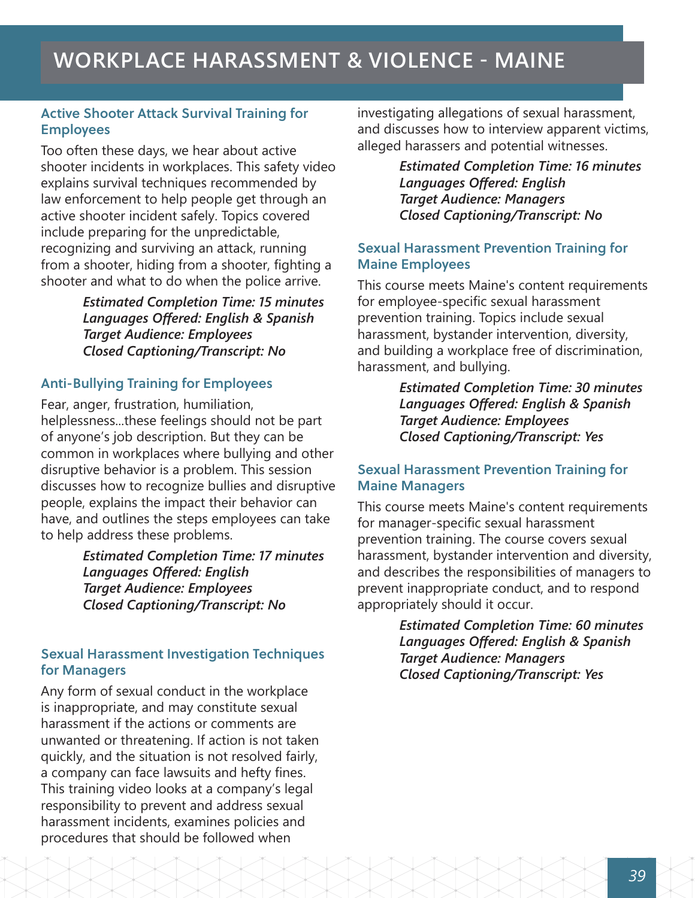# WORKPLACE HARASSMENT & VIOLENCE - MAINE

### Active Shooter Attack Survival Training for Employees

Too often these days, we hear about active shooter incidents in workplaces. This safety video explains survival techniques recommended by law enforcement to help people get through an active shooter incident safely. Topics covered include preparing for the unpredictable, recognizing and surviving an attack, running from a shooter, hiding from a shooter, fighting a shooter and what to do when the police arrive.

***Estimated Completion Time: 15 minutes***
***Languages Offered: English & Spanish***
***Target Audience: Employees***
***Closed Captioning/Transcript: No***

### Anti-Bullying Training for Employees

Fear, anger, frustration, humiliation, helplessness...these feelings should not be part of anyone's job description. But they can be common in workplaces where bullying and other disruptive behavior is a problem. This session discusses how to recognize bullies and disruptive people, explains the impact their behavior can have, and outlines the steps employees can take to help address these problems.

***Estimated Completion Time: 17 minutes***
***Languages Offered: English***
***Target Audience: Employees***
***Closed Captioning/Transcript: No***

### Sexual Harassment Investigation Techniques for Managers

Any form of sexual conduct in the workplace is inappropriate, and may constitute sexual harassment if the actions or comments are unwanted or threatening. If action is not taken quickly, and the situation is not resolved fairly, a company can face lawsuits and hefty fines. This training video looks at a company's legal responsibility to prevent and address sexual harassment incidents, examines policies and procedures that should be followed when investigating allegations of sexual harassment, and discusses how to interview apparent victims, alleged harassers and potential witnesses.

***Estimated Completion Time: 16 minutes***
***Languages Offered: English***
***Target Audience: Managers***
***Closed Captioning/Transcript: No***

### Sexual Harassment Prevention Training for Maine Employees

This course meets Maine's content requirements for employee-specific sexual harassment prevention training. Topics include sexual harassment, bystander intervention, diversity, and building a workplace free of discrimination, harassment, and bullying.

***Estimated Completion Time: 30 minutes***
***Languages Offered: English & Spanish***
***Target Audience: Employees***
***Closed Captioning/Transcript: Yes***

### Sexual Harassment Prevention Training for Maine Managers

This course meets Maine's content requirements for manager-specific sexual harassment prevention training. The course covers sexual harassment, bystander intervention and diversity, and describes the responsibilities of managers to prevent inappropriate conduct, and to respond appropriately should it occur.

***Estimated Completion Time: 60 minutes***
***Languages Offered: English & Spanish***
***Target Audience: Managers***
***Closed Captioning/Transcript: Yes***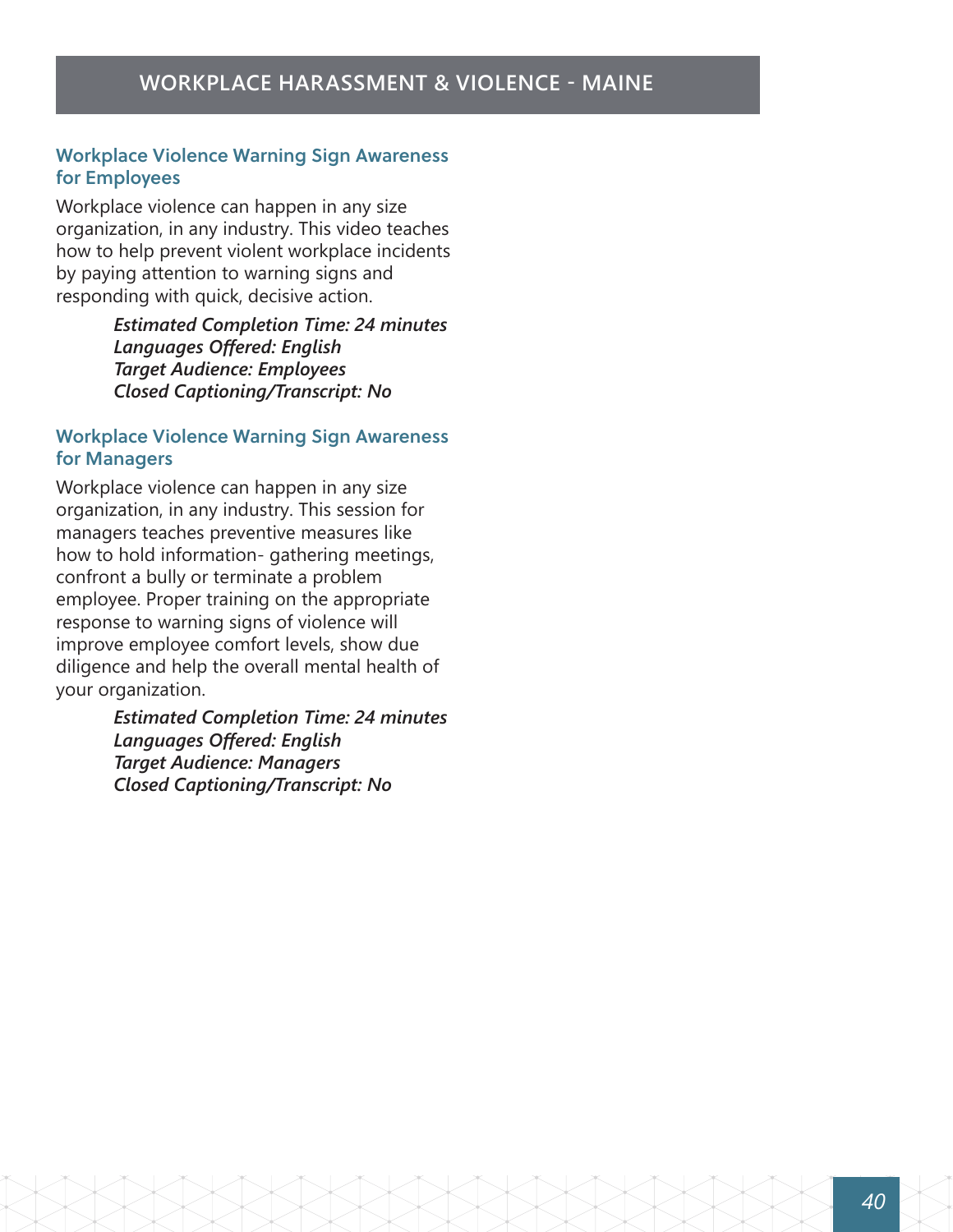# WORKPLACE HARASSMENT & VIOLENCE - MAINE

## Workplace Violence Warning Sign Awareness for Employees

Workplace violence can happen in any size organization, in any industry. This video teaches how to help prevent violent workplace incidents by paying attention to warning signs and responding with quick, decisive action.

***Estimated Completion Time: 24 minutes***
***Languages Offered: English***
***Target Audience: Employees***
***Closed Captioning/Transcript: No***

## Workplace Violence Warning Sign Awareness for Managers

Workplace violence can happen in any size organization, in any industry. This session for managers teaches preventive measures like how to hold information- gathering meetings, confront a bully or terminate a problem employee. Proper training on the appropriate response to warning signs of violence will improve employee comfort levels, show due diligence and help the overall mental health of your organization.

***Estimated Completion Time: 24 minutes***
***Languages Offered: English***
***Target Audience: Managers***
***Closed Captioning/Transcript: No***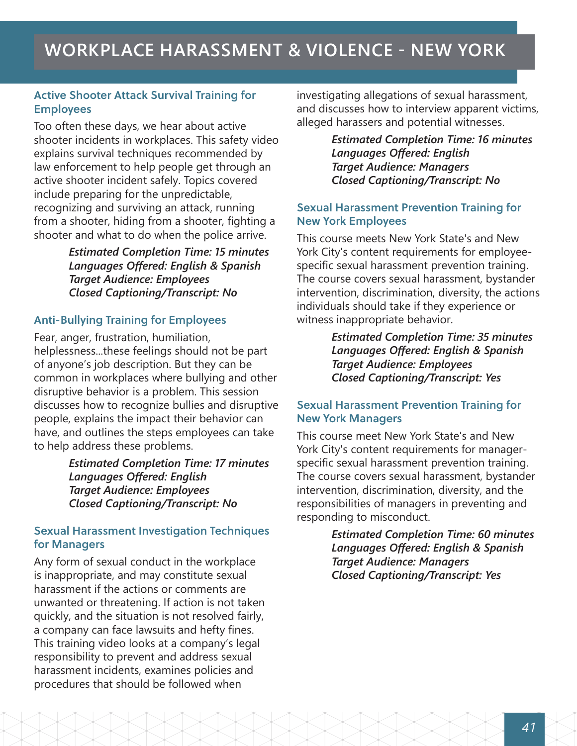# WORKPLACE HARASSMENT & VIOLENCE - NEW YORK

### Active Shooter Attack Survival Training for Employees

Too often these days, we hear about active shooter incidents in workplaces. This safety video explains survival techniques recommended by law enforcement to help people get through an active shooter incident safely. Topics covered include preparing for the unpredictable, recognizing and surviving an attack, running from a shooter, hiding from a shooter, fighting a shooter and what to do when the police arrive.

***Estimated Completion Time: 15 minutes***
***Languages Offered: English & Spanish***
***Target Audience: Employees***
***Closed Captioning/Transcript: No***

### Anti-Bullying Training for Employees

Fear, anger, frustration, humiliation, helplessness...these feelings should not be part of anyone's job description. But they can be common in workplaces where bullying and other disruptive behavior is a problem. This session discusses how to recognize bullies and disruptive people, explains the impact their behavior can have, and outlines the steps employees can take to help address these problems.

***Estimated Completion Time: 17 minutes***
***Languages Offered: English***
***Target Audience: Employees***
***Closed Captioning/Transcript: No***

### Sexual Harassment Investigation Techniques for Managers

Any form of sexual conduct in the workplace is inappropriate, and may constitute sexual harassment if the actions or comments are unwanted or threatening. If action is not taken quickly, and the situation is not resolved fairly, a company can face lawsuits and hefty fines. This training video looks at a company's legal responsibility to prevent and address sexual harassment incidents, examines policies and procedures that should be followed when investigating allegations of sexual harassment, and discusses how to interview apparent victims, alleged harassers and potential witnesses.

***Estimated Completion Time: 16 minutes***
***Languages Offered: English***
***Target Audience: Managers***
***Closed Captioning/Transcript: No***

### Sexual Harassment Prevention Training for New York Employees

This course meets New York State's and New York City's content requirements for employee-specific sexual harassment prevention training. The course covers sexual harassment, bystander intervention, discrimination, diversity, the actions individuals should take if they experience or witness inappropriate behavior.

***Estimated Completion Time: 35 minutes***
***Languages Offered: English & Spanish***
***Target Audience: Employees***
***Closed Captioning/Transcript: Yes***

### Sexual Harassment Prevention Training for New York Managers

This course meet New York State's and New York City's content requirements for manager-specific sexual harassment prevention training. The course covers sexual harassment, bystander intervention, discrimination, diversity, and the responsibilities of managers in preventing and responding to misconduct.

***Estimated Completion Time: 60 minutes***
***Languages Offered: English & Spanish***
***Target Audience: Managers***
***Closed Captioning/Transcript: Yes***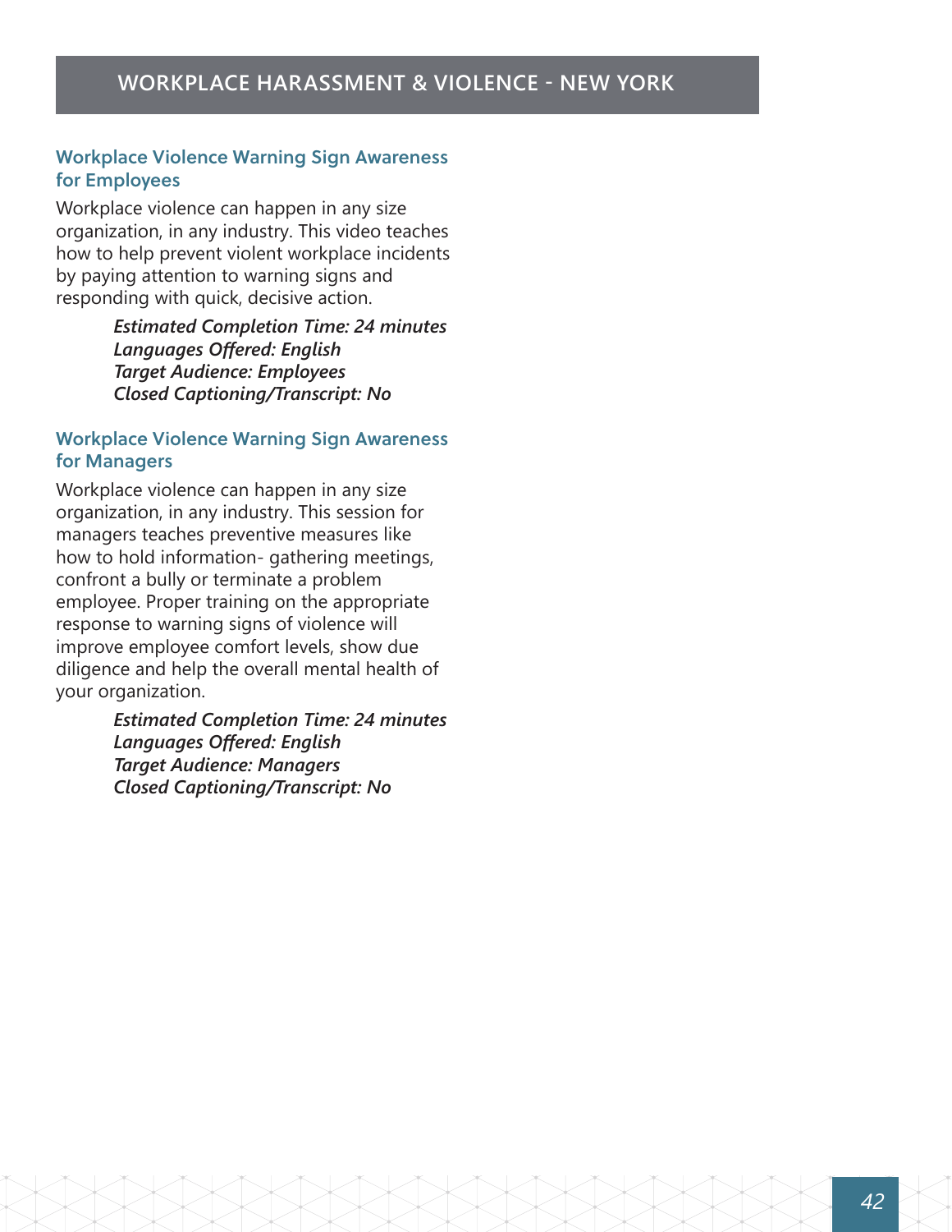# WORKPLACE HARASSMENT & VIOLENCE - NEW YORK

## Workplace Violence Warning Sign Awareness for Employees

Workplace violence can happen in any size organization, in any industry. This video teaches how to help prevent violent workplace incidents by paying attention to warning signs and responding with quick, decisive action.

***Estimated Completion Time: 24 minutes***
***Languages Offered: English***
***Target Audience: Employees***
***Closed Captioning/Transcript: No***

## Workplace Violence Warning Sign Awareness for Managers

Workplace violence can happen in any size organization, in any industry. This session for managers teaches preventive measures like how to hold information- gathering meetings, confront a bully or terminate a problem employee. Proper training on the appropriate response to warning signs of violence will improve employee comfort levels, show due diligence and help the overall mental health of your organization.

***Estimated Completion Time: 24 minutes***
***Languages Offered: English***
***Target Audience: Managers***
***Closed Captioning/Transcript: No***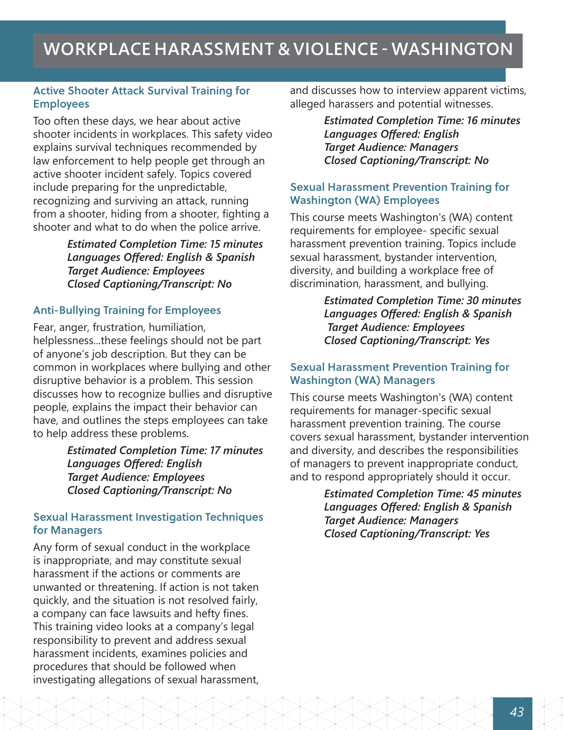# WORKPLACE HARASSMENT & VIOLENCE - WASHINGTON

## Active Shooter Attack Survival Training for Employees

Too often these days, we hear about active shooter incidents in workplaces. This safety video explains survival techniques recommended by law enforcement to help people get through an active shooter incident safely. Topics covered include preparing for the unpredictable, recognizing and surviving an attack, running from a shooter, hiding from a shooter, fighting a shooter and what to do when the police arrive.

***Estimated Completion Time: 15 minutes***
***Languages Offered: English & Spanish***
***Target Audience: Employees***
***Closed Captioning/Transcript: No***

## Anti-Bullying Training for Employees

Fear, anger, frustration, humiliation, helplessness...these feelings should not be part of anyone's job description. But they can be common in workplaces where bullying and other disruptive behavior is a problem. This session discusses how to recognize bullies and disruptive people, explains the impact their behavior can have, and outlines the steps employees can take to help address these problems.

***Estimated Completion Time: 17 minutes***
***Languages Offered: English***
***Target Audience: Employees***
***Closed Captioning/Transcript: No***

## Sexual Harassment Investigation Techniques for Managers

Any form of sexual conduct in the workplace is inappropriate, and may constitute sexual harassment if the actions or comments are unwanted or threatening. If action is not taken quickly, and the situation is not resolved fairly, a company can face lawsuits and hefty fines. This training video looks at a company's legal responsibility to prevent and address sexual harassment incidents, examines policies and procedures that should be followed when investigating allegations of sexual harassment, and discusses how to interview apparent victims, alleged harassers and potential witnesses.

***Estimated Completion Time: 16 minutes***
***Languages Offered: English***
***Target Audience: Managers***
***Closed Captioning/Transcript: No***

## Sexual Harassment Prevention Training for Washington (WA) Employees

This course meets Washington's (WA) content requirements for employee- specific sexual harassment prevention training. Topics include sexual harassment, bystander intervention, diversity, and building a workplace free of discrimination, harassment, and bullying.

***Estimated Completion Time: 30 minutes***
***Languages Offered: English & Spanish***
***Target Audience: Employees***
***Closed Captioning/Transcript: Yes***

## Sexual Harassment Prevention Training for Washington (WA) Managers

This course meets Washington's (WA) content requirements for manager-specific sexual harassment prevention training. The course covers sexual harassment, bystander intervention and diversity, and describes the responsibilities of managers to prevent inappropriate conduct, and to respond appropriately should it occur.

***Estimated Completion Time: 45 minutes***
***Languages Offered: English & Spanish***
***Target Audience: Managers***
***Closed Captioning/Transcript: Yes***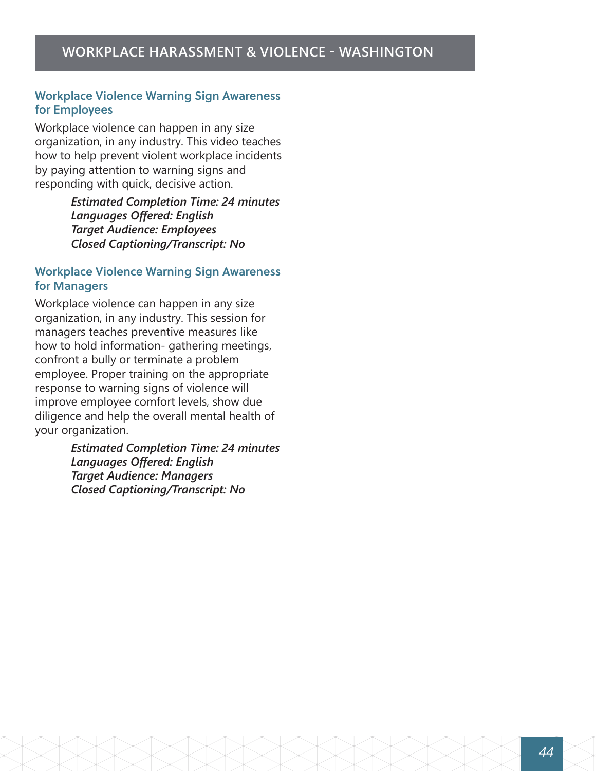# WORKPLACE HARASSMENT & VIOLENCE - WASHINGTON

## Workplace Violence Warning Sign Awareness for Employees

Workplace violence can happen in any size organization, in any industry. This video teaches how to help prevent violent workplace incidents by paying attention to warning signs and responding with quick, decisive action.

> ***Estimated Completion Time: 24 minutes***
> ***Languages Offered: English***
> ***Target Audience: Employees***
> ***Closed Captioning/Transcript: No***

## Workplace Violence Warning Sign Awareness for Managers

Workplace violence can happen in any size organization, in any industry. This session for managers teaches preventive measures like how to hold information- gathering meetings, confront a bully or terminate a problem employee. Proper training on the appropriate response to warning signs of violence will improve employee comfort levels, show due diligence and help the overall mental health of your organization.

> ***Estimated Completion Time: 24 minutes***
> ***Languages Offered: English***
> ***Target Audience: Managers***
> ***Closed Captioning/Transcript: No***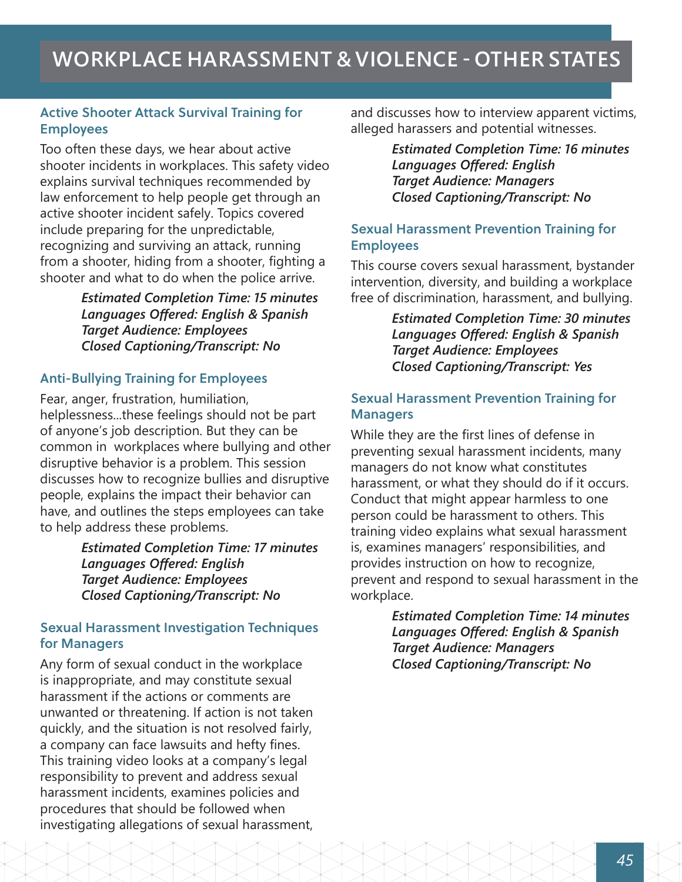# WORKPLACE HARASSMENT & VIOLENCE - OTHER STATES

## Active Shooter Attack Survival Training for Employees

Too often these days, we hear about active shooter incidents in workplaces. This safety video explains survival techniques recommended by law enforcement to help people get through an active shooter incident safely. Topics covered include preparing for the unpredictable, recognizing and surviving an attack, running from a shooter, hiding from a shooter, fighting a shooter and what to do when the police arrive.

***Estimated Completion Time: 15 minutes***
***Languages Offered: English & Spanish***
***Target Audience: Employees***
***Closed Captioning/Transcript: No***

## Anti-Bullying Training for Employees

Fear, anger, frustration, humiliation, helplessness...these feelings should not be part of anyone's job description. But they can be common in workplaces where bullying and other disruptive behavior is a problem. This session discusses how to recognize bullies and disruptive people, explains the impact their behavior can have, and outlines the steps employees can take to help address these problems.

***Estimated Completion Time: 17 minutes***
***Languages Offered: English***
***Target Audience: Employees***
***Closed Captioning/Transcript: No***

## Sexual Harassment Investigation Techniques for Managers

Any form of sexual conduct in the workplace is inappropriate, and may constitute sexual harassment if the actions or comments are unwanted or threatening. If action is not taken quickly, and the situation is not resolved fairly, a company can face lawsuits and hefty fines. This training video looks at a company's legal responsibility to prevent and address sexual harassment incidents, examines policies and procedures that should be followed when investigating allegations of sexual harassment, and discusses how to interview apparent victims, alleged harassers and potential witnesses.

***Estimated Completion Time: 16 minutes***
***Languages Offered: English***
***Target Audience: Managers***
***Closed Captioning/Transcript: No***

## Sexual Harassment Prevention Training for Employees

This course covers sexual harassment, bystander intervention, diversity, and building a workplace free of discrimination, harassment, and bullying.

***Estimated Completion Time: 30 minutes***
***Languages Offered: English & Spanish***
***Target Audience: Employees***
***Closed Captioning/Transcript: Yes***

## Sexual Harassment Prevention Training for Managers

While they are the first lines of defense in preventing sexual harassment incidents, many managers do not know what constitutes harassment, or what they should do if it occurs. Conduct that might appear harmless to one person could be harassment to others. This training video explains what sexual harassment is, examines managers' responsibilities, and provides instruction on how to recognize, prevent and respond to sexual harassment in the workplace.

***Estimated Completion Time: 14 minutes***
***Languages Offered: English & Spanish***
***Target Audience: Managers***
***Closed Captioning/Transcript: No***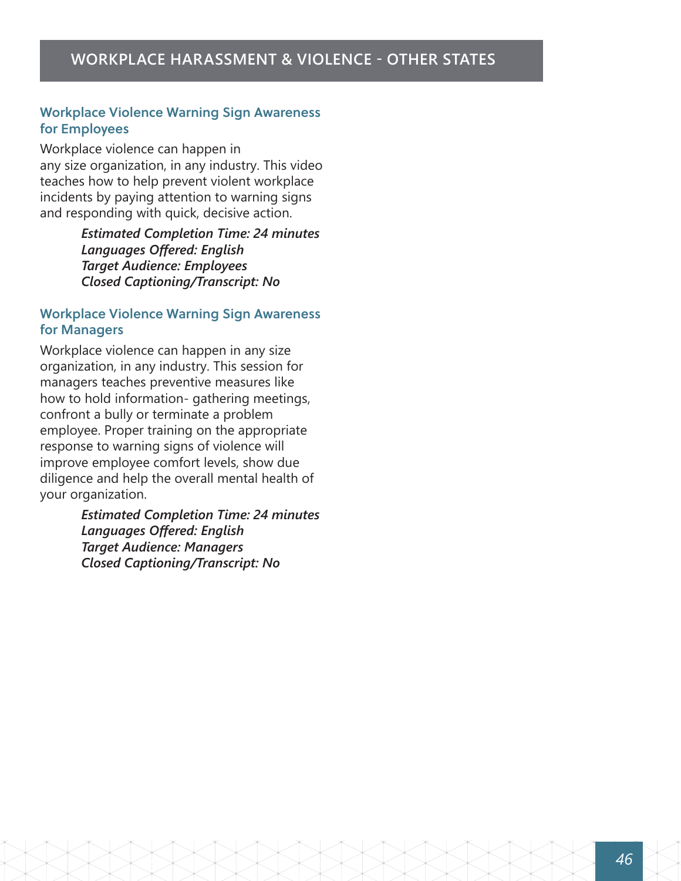# WORKPLACE HARASSMENT & VIOLENCE - OTHER STATES

## Workplace Violence Warning Sign Awareness for Employees

Workplace violence can happen in any size organization, in any industry. This video teaches how to help prevent violent workplace incidents by paying attention to warning signs and responding with quick, decisive action.

***Estimated Completion Time: 24 minutes***
***Languages Offered: English***
***Target Audience: Employees***
***Closed Captioning/Transcript: No***

## Workplace Violence Warning Sign Awareness for Managers

Workplace violence can happen in any size organization, in any industry. This session for managers teaches preventive measures like how to hold information- gathering meetings, confront a bully or terminate a problem employee. Proper training on the appropriate response to warning signs of violence will improve employee comfort levels, show due diligence and help the overall mental health of your organization.

***Estimated Completion Time: 24 minutes***
***Languages Offered: English***
***Target Audience: Managers***
***Closed Captioning/Transcript: No***